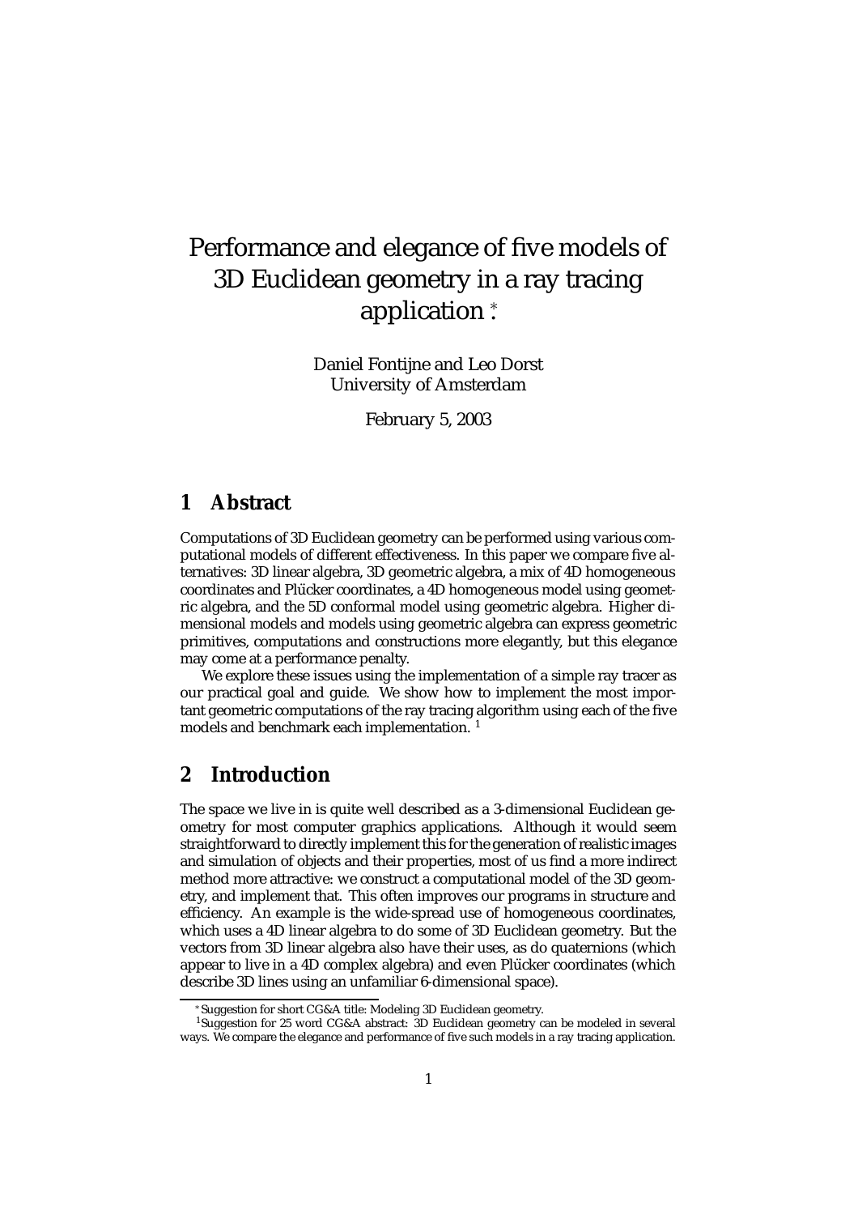# Performance and elegance of five models of 3D Euclidean geometry in a ray tracing application [*].

Daniel Fontijne and Leo Dorst
University of Amsterdam

February 5, 2003

## 1 Abstract

Computations of 3D Euclidean geometry can be performed using various computational models of different effectiveness. In this paper we compare five alternatives: 3D linear algebra, 3D geometric algebra, a mix of 4D homogeneous coordinates and Plücker coordinates, a 4D homogeneous model using geometric algebra, and the 5D conformal model using geometric algebra. Higher dimensional models and models using geometric algebra can express geometric primitives, computations and constructions more elegantly, but this elegance may come at a performance penalty.

We explore these issues using the implementation of a simple ray tracer as our practical goal and guide. We show how to implement the most important geometric computations of the ray tracing algorithm using each of the five models and benchmark each implementation. [1]

## 2 Introduction

The space we live in is quite well described as a 3-dimensional Euclidean geometry for most computer graphics applications. Although it would seem straightforward to directly implement this for the generation of realistic images and simulation of objects and their properties, most of us find a more indirect method more attractive: we construct a computational model of the 3D geometry, and implement that. This often improves our programs in structure and efficiency. An example is the wide-spread use of homogeneous coordinates, which uses a 4D linear algebra to do some of 3D Euclidean geometry. But the vectors from 3D linear algebra also have their uses, as do quaternions (which appear to live in a 4D complex algebra) and even Plücker coordinates (which describe 3D lines using an unfamiliar 6-dimensional space).

[*] Suggestion for short CG&A title: Modeling 3D Euclidean geometry.

[1] Suggestion for 25 word CG&A abstract: 3D Euclidean geometry can be modeled in several ways. We compare the elegance and performance of five such models in a ray tracing application.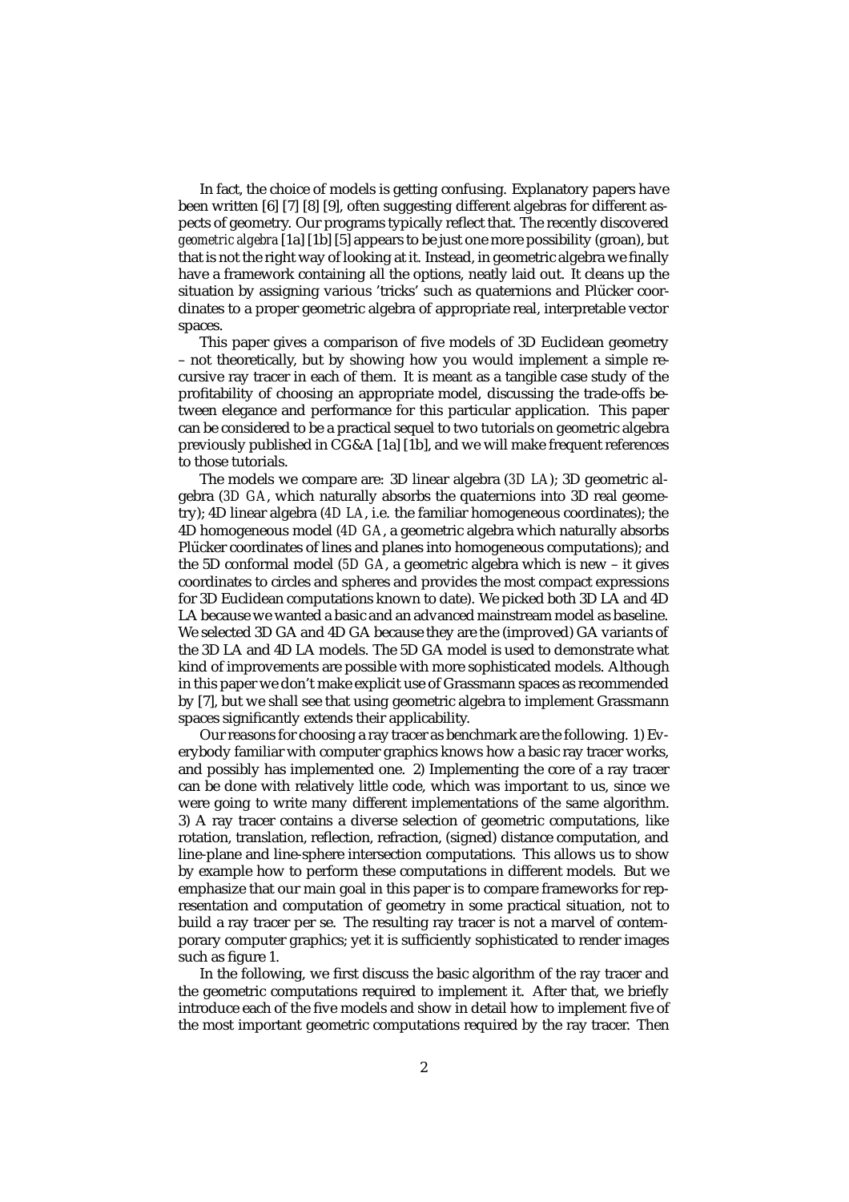In fact, the choice of models is getting confusing. Explanatory papers have been written [6] [7] [8] [9], often suggesting different algebras for different aspects of geometry. Our programs typically reflect that. The recently discovered *geometric algebra* [1a] [1b] [5] appears to be just one more possibility (groan), but that is not the right way of looking at it. Instead, in geometric algebra we finally have a framework containing all the options, neatly laid out. It cleans up the situation by assigning various 'tricks' such as quaternions and Plücker coordinates to a proper geometric algebra of appropriate real, interpretable vector spaces.

This paper gives a comparison of five models of 3D Euclidean geometry – not theoretically, but by showing how you would implement a simple recursive ray tracer in each of them. It is meant as a tangible case study of the profitability of choosing an appropriate model, discussing the trade-offs between elegance and performance for this particular application. This paper can be considered to be a practical sequel to two tutorials on geometric algebra previously published in CG&A [1a] [1b], and we will make frequent references to those tutorials.

The models we compare are: 3D linear algebra (*3D LA*); 3D geometric algebra (*3D GA*, which naturally absorbs the quaternions into 3D real geometry); 4D linear algebra (*4D LA*, i.e. the familiar homogeneous coordinates); the 4D homogeneous model (*4D GA*, a geometric algebra which naturally absorbs Plücker coordinates of lines and planes into homogeneous computations); and the 5D conformal model (*5D GA*, a geometric algebra which is new – it gives coordinates to circles and spheres and provides the most compact expressions for 3D Euclidean computations known to date). We picked both 3D LA and 4D LA because we wanted a basic and an advanced mainstream model as baseline. We selected 3D GA and 4D GA because they are the (improved) GA variants of the 3D LA and 4D LA models. The 5D GA model is used to demonstrate what kind of improvements are possible with more sophisticated models. Although in this paper we don't make explicit use of Grassmann spaces as recommended by [7], but we shall see that using geometric algebra to implement Grassmann spaces significantly extends their applicability.

Our reasons for choosing a ray tracer as benchmark are the following. 1) Everybody familiar with computer graphics knows how a basic ray tracer works, and possibly has implemented one. 2) Implementing the core of a ray tracer can be done with relatively little code, which was important to us, since we were going to write many different implementations of the same algorithm. 3) A ray tracer contains a diverse selection of geometric computations, like rotation, translation, reflection, refraction, (signed) distance computation, and line-plane and line-sphere intersection computations. This allows us to show by example how to perform these computations in different models. But we emphasize that our main goal in this paper is to compare frameworks for representation and computation of geometry in some practical situation, not to build a ray tracer per se. The resulting ray tracer is not a marvel of contemporary computer graphics; yet it is sufficiently sophisticated to render images such as figure 1.

In the following, we first discuss the basic algorithm of the ray tracer and the geometric computations required to implement it. After that, we briefly introduce each of the five models and show in detail how to implement five of the most important geometric computations required by the ray tracer. Then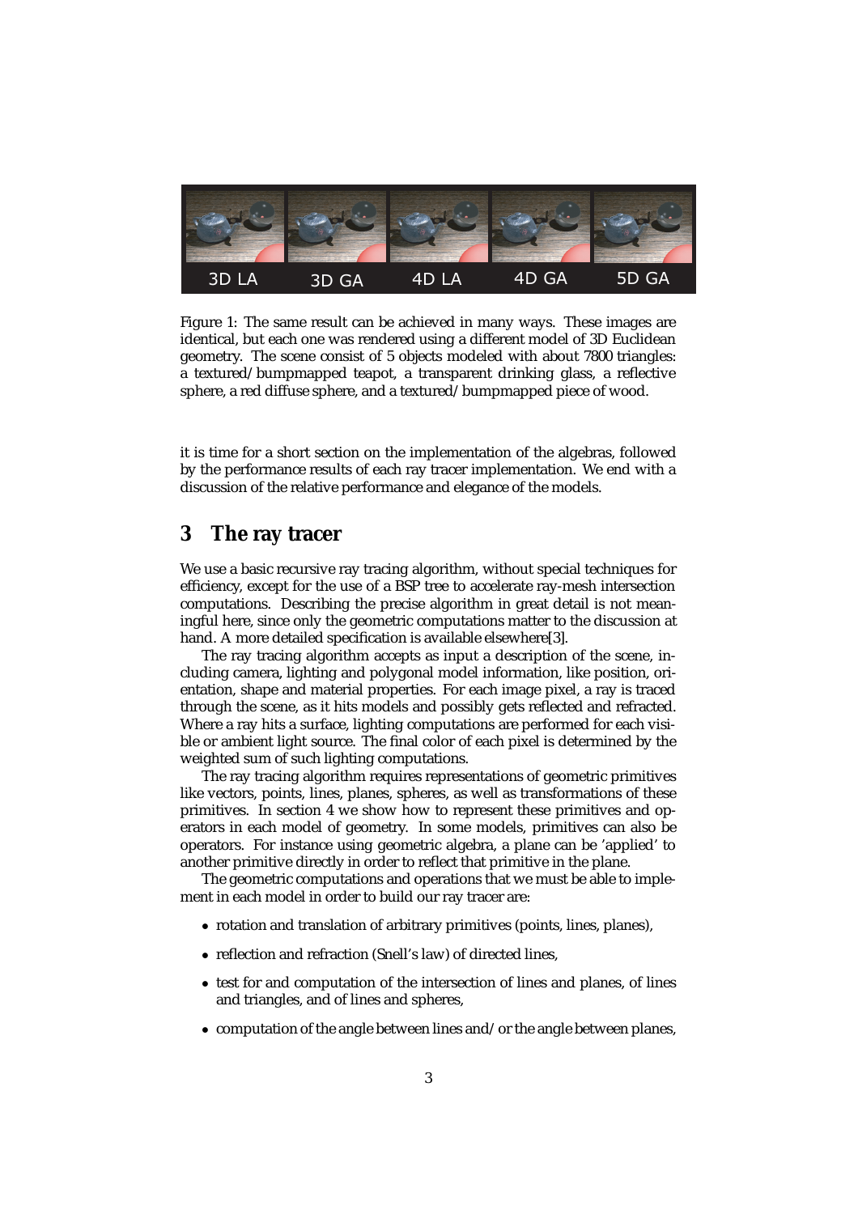Figure 1: The same result can be achieved in many ways. These images are identical, but each one was rendered using a different model of 3D Euclidean geometry. The scene consist of 5 objects modeled with about 7800 triangles: a textured/bumpmapped teapot, a transparent drinking glass, a reflective sphere, a red diffuse sphere, and a textured/bumpmapped piece of wood.

it is time for a short section on the implementation of the algebras, followed by the performance results of each ray tracer implementation. We end with a discussion of the relative performance and elegance of the models.

## 3 The ray tracer

We use a basic recursive ray tracing algorithm, without special techniques for efficiency, except for the use of a BSP tree to accelerate ray-mesh intersection computations. Describing the precise algorithm in great detail is not meaningful here, since only the geometric computations matter to the discussion at hand. A more detailed specification is available elsewhere[3].

The ray tracing algorithm accepts as input a description of the scene, including camera, lighting and polygonal model information, like position, orientation, shape and material properties. For each image pixel, a ray is traced through the scene, as it hits models and possibly gets reflected and refracted. Where a ray hits a surface, lighting computations are performed for each visible or ambient light source. The final color of each pixel is determined by the weighted sum of such lighting computations.

The ray tracing algorithm requires representations of geometric primitives like vectors, points, lines, planes, spheres, as well as transformations of these primitives. In section 4 we show how to represent these primitives and operators in each model of geometry. In some models, primitives can also be operators. For instance using geometric algebra, a plane can be 'applied' to another primitive directly in order to reflect that primitive in the plane.

The geometric computations and operations that we must be able to implement in each model in order to build our ray tracer are:

- rotation and translation of arbitrary primitives (points, lines, planes),
- reflection and refraction (Snell's law) of directed lines,
- test for and computation of the intersection of lines and planes, of lines and triangles, and of lines and spheres,
- computation of the angle between lines and/or the angle between planes,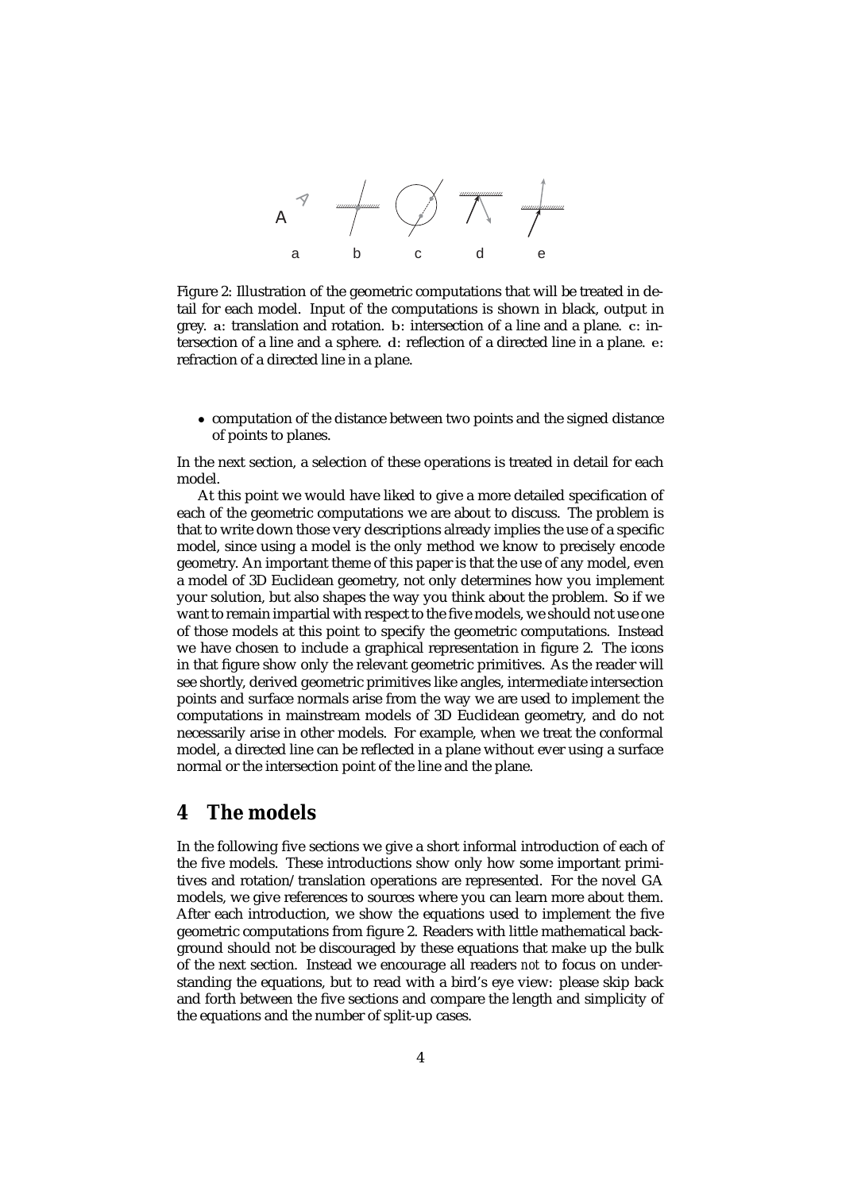Figure 2: Illustration of the geometric computations that will be treated in detail for each model. Input of the computations is shown in black, output in grey. **a**: translation and rotation. **b**: intersection of a line and a plane. **c**: intersection of a line and a sphere. **d**: reflection of a directed line in a plane. **e**: refraction of a directed line in a plane.

- computation of the distance between two points and the signed distance of points to planes.

In the next section, a selection of these operations is treated in detail for each model.

At this point we would have liked to give a more detailed specification of each of the geometric computations we are about to discuss. The problem is that to write down those very descriptions already implies the use of a specific model, since using a model is the only method we know to precisely encode geometry. An important theme of this paper is that the use of any model, even a model of 3D Euclidean geometry, not only determines how you implement your solution, but also shapes the way you think about the problem. So if we want to remain impartial with respect to the five models, we should not use one of those models at this point to specify the geometric computations. Instead we have chosen to include a graphical representation in figure 2. The icons in that figure show only the relevant geometric primitives. As the reader will see shortly, derived geometric primitives like angles, intermediate intersection points and surface normals arise from the way we are used to implement the computations in mainstream models of 3D Euclidean geometry, and do not necessarily arise in other models. For example, when we treat the conformal model, a directed line can be reflected in a plane without ever using a surface normal or the intersection point of the line and the plane.

## 4 The models

In the following five sections we give a short informal introduction of each of the five models. These introductions show only how some important primitives and rotation/translation operations are represented. For the novel GA models, we give references to sources where you can learn more about them. After each introduction, we show the equations used to implement the five geometric computations from figure 2. Readers with little mathematical background should not be discouraged by these equations that make up the bulk of the next section. Instead we encourage all readers *not* to focus on understanding the equations, but to read with a bird's eye view: please skip back and forth between the five sections and compare the length and simplicity of the equations and the number of split-up cases.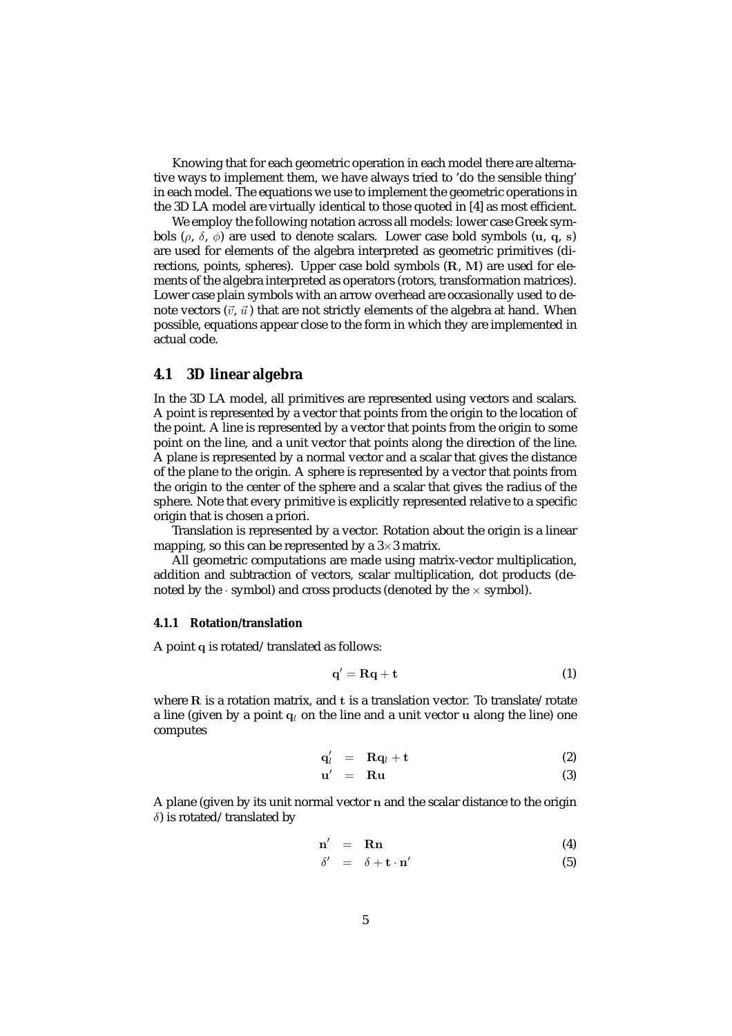Knowing that for each geometric operation in each model there are alternative ways to implement them, we have always tried to 'do the sensible thing' in each model. The equations we use to implement the geometric operations in the 3D LA model are virtually identical to those quoted in [4] as most efficient.

We employ the following notation across all models: lower case Greek symbols ($\rho$, $\delta$, $\phi$) are used to denote scalars. Lower case bold symbols ($\mathbf{u}$, $\mathbf{q}$, $\mathbf{s}$) are used for elements of the algebra interpreted as geometric primitives (directions, points, spheres). Upper case bold symbols ($\mathbf{R}$, $\mathbf{M}$) are used for elements of the algebra interpreted as operators (rotors, transformation matrices). Lower case plain symbols with an arrow overhead are occasionally used to denote vectors ($\vec{v}$, $\vec{u}$) that are not strictly elements of the algebra at hand. When possible, equations appear close to the form in which they are implemented in actual code.

## 4.1 3D linear algebra

In the 3D LA model, all primitives are represented using vectors and scalars. A point is represented by a vector that points from the origin to the location of the point. A line is represented by a vector that points from the origin to some point on the line, and a unit vector that points along the direction of the line. A plane is represented by a normal vector and a scalar that gives the distance of the plane to the origin. A sphere is represented by a vector that points from the origin to the center of the sphere and a scalar that gives the radius of the sphere. Note that every primitive is explicitly represented relative to a specific origin that is chosen a priori.

Translation is represented by a vector. Rotation about the origin is a linear mapping, so this can be represented by a $3\times 3$ matrix.

All geometric computations are made using matrix-vector multiplication, addition and subtraction of vectors, scalar multiplication, dot products (denoted by the $\cdot$ symbol) and cross products (denoted by the $\times$ symbol).

### 4.1.1 Rotation/translation

A point $\mathbf{q}$ is rotated/translated as follows:

$$\mathbf{q}' = \mathbf{R}\mathbf{q} + \mathbf{t} \tag{1}$$

where $\mathbf{R}$ is a rotation matrix, and $\mathbf{t}$ is a translation vector. To translate/rotate a line (given by a point $\mathbf{q}_l$ on the line and a unit vector $\mathbf{u}$ along the line) one computes

$$\mathbf{q}_l' = \mathbf{R}\mathbf{q}_l + \mathbf{t} \tag{2}$$

$$\mathbf{u}' = \mathbf{R}\mathbf{u} \tag{3}$$

A plane (given by its unit normal vector $\mathbf{n}$ and the scalar distance to the origin $\delta$) is rotated/translated by

$$\mathbf{n}' = \mathbf{R}\mathbf{n} \tag{4}$$

$$\delta' = \delta + \mathbf{t} \cdot \mathbf{n}' \tag{5}$$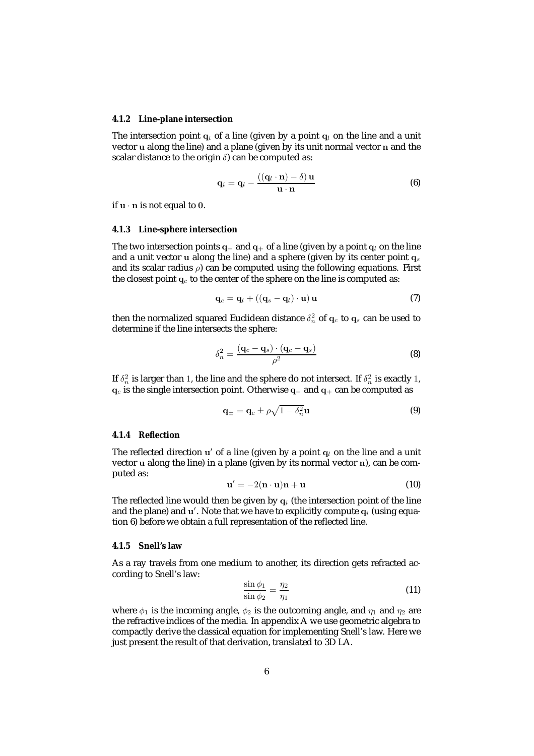#### 4.1.2 Line-plane intersection

The intersection point $\mathbf{q}_i$ of a line (given by a point $\mathbf{q}_l$ on the line and a unit vector $\mathbf{u}$ along the line) and a plane (given by its unit normal vector $\mathbf{n}$ and the scalar distance to the origin $\delta$) can be computed as:

$$\mathbf{q}_i = \mathbf{q}_l - \frac{((\mathbf{q}_l \cdot \mathbf{n}) - \delta)\,\mathbf{u}}{\mathbf{u} \cdot \mathbf{n}} \tag{6}$$

if $\mathbf{u} \cdot \mathbf{n}$ is not equal to $0$.

#### 4.1.3 Line-sphere intersection

The two intersection points $\mathbf{q}_-$ and $\mathbf{q}_+$ of a line (given by a point $\mathbf{q}_l$ on the line and a unit vector $\mathbf{u}$ along the line) and a sphere (given by its center point $\mathbf{q}_s$ and its scalar radius $\rho$) can be computed using the following equations. First the closest point $\mathbf{q}_c$ to the center of the sphere on the line is computed as:

$$\mathbf{q}_c = \mathbf{q}_l + ((\mathbf{q}_s - \mathbf{q}_l) \cdot \mathbf{u})\,\mathbf{u} \tag{7}$$

then the normalized squared Euclidean distance $\delta_n^2$ of $\mathbf{q}_c$ to $\mathbf{q}_s$ can be used to determine if the line intersects the sphere:

$$\delta_n^2 = \frac{(\mathbf{q}_c - \mathbf{q}_s) \cdot (\mathbf{q}_c - \mathbf{q}_s)}{\rho^2} \tag{8}$$

If $\delta_n^2$ is larger than $1$, the line and the sphere do not intersect. If $\delta_n^2$ is exactly $1$, $\mathbf{q}_c$ is the single intersection point. Otherwise $\mathbf{q}_-$ and $\mathbf{q}_+$ can be computed as

$$\mathbf{q}_\pm = \mathbf{q}_c \pm \rho\sqrt{1 - \delta_n^2}\,\mathbf{u} \tag{9}$$

#### 4.1.4 Reflection

The reflected direction $\mathbf{u}'$ of a line (given by a point $\mathbf{q}_l$ on the line and a unit vector $\mathbf{u}$ along the line) in a plane (given by its normal vector $\mathbf{n}$), can be computed as:

$$\mathbf{u}' = -2(\mathbf{n} \cdot \mathbf{u})\mathbf{n} + \mathbf{u} \tag{10}$$

The reflected line would then be given by $\mathbf{q}_i$ (the intersection point of the line and the plane) and $\mathbf{u}'$. Note that we have to explicitly compute $\mathbf{q}_i$ (using equation 6) before we obtain a full representation of the reflected line.

#### 4.1.5 Snell's law

As a ray travels from one medium to another, its direction gets refracted according to Snell's law:

$$\frac{\sin\phi_1}{\sin\phi_2} = \frac{\eta_2}{\eta_1} \tag{11}$$

where $\phi_1$ is the incoming angle, $\phi_2$ is the outcoming angle, and $\eta_1$ and $\eta_2$ are the refractive indices of the media. In appendix A we use geometric algebra to compactly derive the classical equation for implementing Snell's law. Here we just present the result of that derivation, translated to 3D LA.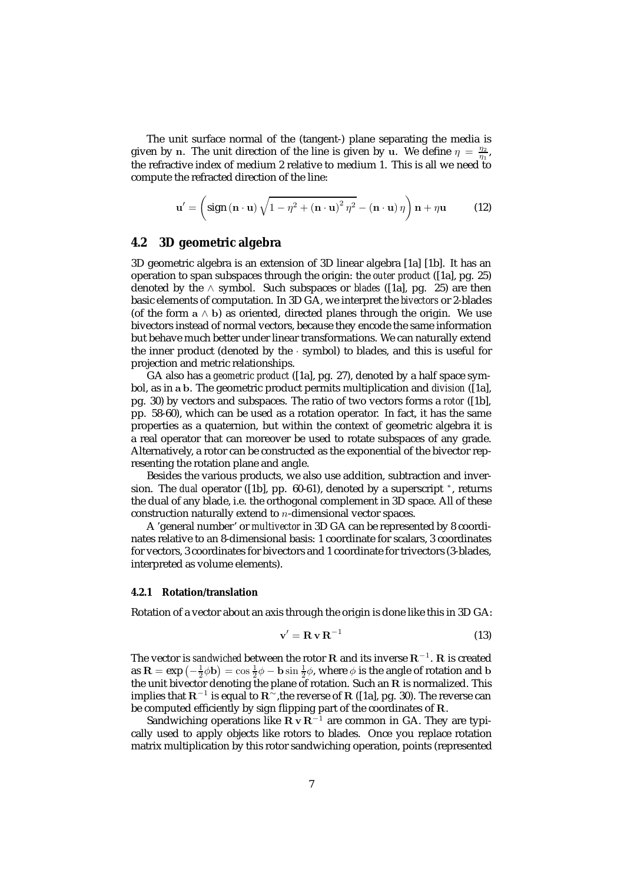The unit surface normal of the (tangent-) plane separating the media is given by $\mathbf{n}$. The unit direction of the line is given by $\mathbf{u}$. We define $\eta = \frac{\eta_2}{\eta_1}$, the refractive index of medium 2 relative to medium 1. This is all we need to compute the refracted direction of the line:

$$\mathbf{u}' = \left( \text{sign}\left(\mathbf{n} \cdot \mathbf{u}\right) \sqrt{1 - \eta^2 + \left(\mathbf{n} \cdot \mathbf{u}\right)^2 \eta^2} - \left(\mathbf{n} \cdot \mathbf{u}\right) \eta \right) \mathbf{n} + \eta \mathbf{u} \tag{12}$$

## 4.2 3D geometric algebra

3D geometric algebra is an extension of 3D linear algebra [1a] [1b]. It has an operation to span subspaces through the origin: the *outer product* ([1a], pg. 25) denoted by the $\wedge$ symbol. Such subspaces or *blades* ([1a], pg. 25) are then basic elements of computation. In 3D GA, we interpret the *bivectors* or 2-blades (of the form $\mathbf{a} \wedge \mathbf{b}$) as oriented, directed planes through the origin. We use bivectors instead of normal vectors, because they encode the same information but behave much better under linear transformations. We can naturally extend the inner product (denoted by the $\cdot$ symbol) to blades, and this is useful for projection and metric relationships.

GA also has a *geometric product* ([1a], pg. 27), denoted by a half space symbol, as in $\mathbf{a}\,\mathbf{b}$. The geometric product permits multiplication and *division* ([1a], pg. 30) by vectors and subspaces. The ratio of two vectors forms a *rotor* ([1b], pp. 58-60), which can be used as a rotation operator. In fact, it has the same properties as a quaternion, but within the context of geometric algebra it is a real operator that can moreover be used to rotate subspaces of any grade. Alternatively, a rotor can be constructed as the exponential of the bivector representing the rotation plane and angle.

Besides the various products, we also use addition, subtraction and inversion. The *dual* operator ([1b], pp. 60-61), denoted by a superscript $^*$, returns the dual of any blade, i.e. the orthogonal complement in 3D space. All of these construction naturally extend to $n$-dimensional vector spaces.

A 'general number' or *multivector* in 3D GA can be represented by 8 coordinates relative to an 8-dimensional basis: 1 coordinate for scalars, 3 coordinates for vectors, 3 coordinates for bivectors and 1 coordinate for trivectors (3-blades, interpreted as volume elements).

### 4.2.1 Rotation/translation

Rotation of a vector about an axis through the origin is done like this in 3D GA:

$$\mathbf{v}' = \mathbf{R}\,\mathbf{v}\,\mathbf{R}^{-1} \tag{13}$$

The vector is *sandwiched* between the rotor $\mathbf{R}$ and its inverse $\mathbf{R}^{-1}$. $\mathbf{R}$ is created as $\mathbf{R} = \exp\left(-\frac{1}{2}\phi\mathbf{b}\right) = \cos\frac{1}{2}\phi - \mathbf{b}\sin\frac{1}{2}\phi$, where $\phi$ is the angle of rotation and $\mathbf{b}$ the unit bivector denoting the plane of rotation. Such an $\mathbf{R}$ is normalized. This implies that $\mathbf{R}^{-1}$ is equal to $\mathbf{R}^{\sim}$,the reverse of $\mathbf{R}$ ([1a], pg. 30). The reverse can be computed efficiently by sign flipping part of the coordinates of $\mathbf{R}$.

Sandwiching operations like $\mathbf{R}\,\mathbf{v}\,\mathbf{R}^{-1}$ are common in GA. They are typically used to apply objects like rotors to blades. Once you replace rotation matrix multiplication by this rotor sandwiching operation, points (represented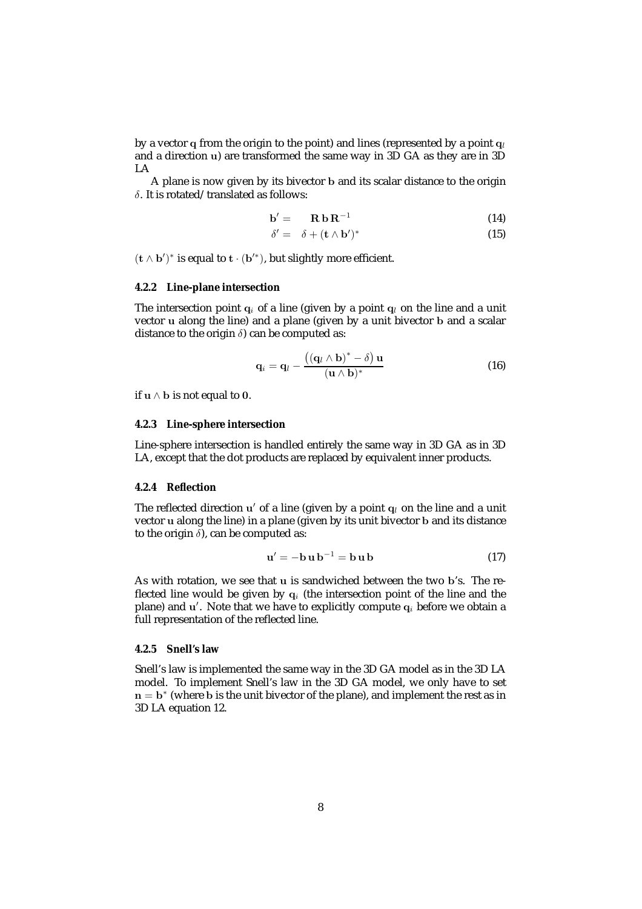by a vector $\mathbf{q}$ from the origin to the point) and lines (represented by a point $\mathbf{q}_l$ and a direction $\mathbf{u}$) are transformed the same way in 3D GA as they are in 3D LA

A plane is now given by its bivector $\mathbf{b}$ and its scalar distance to the origin $\delta$. It is rotated/translated as follows:

$$\mathbf{b}' = \mathbf{R}\,\mathbf{b}\,\mathbf{R}^{-1} \tag{14}$$

$$\delta' = \delta + (\mathbf{t} \wedge \mathbf{b}')^* \tag{15}$$

$(\mathbf{t} \wedge \mathbf{b}')^*$ is equal to $\mathbf{t} \cdot (\mathbf{b}'^*)$, but slightly more efficient.

### 4.2.2 Line-plane intersection

The intersection point $\mathbf{q}_i$ of a line (given by a point $\mathbf{q}_l$ on the line and a unit vector $\mathbf{u}$ along the line) and a plane (given by a unit bivector $\mathbf{b}$ and a scalar distance to the origin $\delta$) can be computed as:

$$\mathbf{q}_i = \mathbf{q}_l - \frac{\left((\mathbf{q}_l \wedge \mathbf{b})^* - \delta\right)\mathbf{u}}{(\mathbf{u} \wedge \mathbf{b})^*} \tag{16}$$

if $\mathbf{u} \wedge \mathbf{b}$ is not equal to $\mathbf{0}$.

### 4.2.3 Line-sphere intersection

Line-sphere intersection is handled entirely the same way in 3D GA as in 3D LA, except that the dot products are replaced by equivalent inner products.

### 4.2.4 Reflection

The reflected direction $\mathbf{u}'$ of a line (given by a point $\mathbf{q}_l$ on the line and a unit vector $\mathbf{u}$ along the line) in a plane (given by its unit bivector $\mathbf{b}$ and its distance to the origin $\delta$), can be computed as:

$$\mathbf{u}' = -\mathbf{b}\,\mathbf{u}\,\mathbf{b}^{-1} = \mathbf{b}\,\mathbf{u}\,\mathbf{b} \tag{17}$$

As with rotation, we see that $\mathbf{u}$ is sandwiched between the two $\mathbf{b}$'s. The reflected line would be given by $\mathbf{q}_i$ (the intersection point of the line and the plane) and $\mathbf{u}'$. Note that we have to explicitly compute $\mathbf{q}_i$ before we obtain a full representation of the reflected line.

### 4.2.5 Snell's law

Snell's law is implemented the same way in the 3D GA model as in the 3D LA model. To implement Snell's law in the 3D GA model, we only have to set $\mathbf{n} = \mathbf{b}^*$ (where $\mathbf{b}$ is the unit bivector of the plane), and implement the rest as in 3D LA equation 12.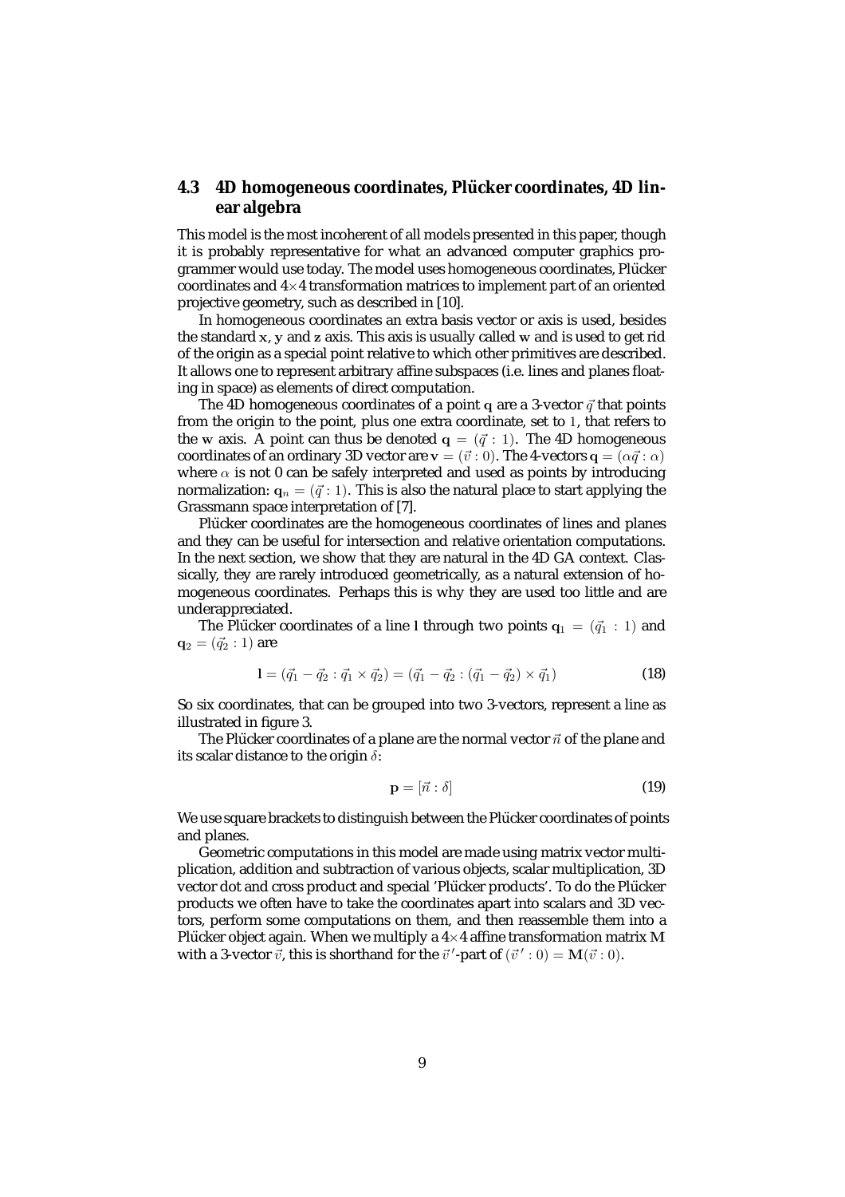### 4.3 4D homogeneous coordinates, Plücker coordinates, 4D linear algebra

This model is the most incoherent of all models presented in this paper, though it is probably representative for what an advanced computer graphics programmer would use today. The model uses homogeneous coordinates, Plücker coordinates and $4{\times}4$ transformation matrices to implement part of an oriented projective geometry, such as described in [10].

In homogeneous coordinates an extra basis vector or axis is used, besides the standard $\mathbf{x}$, $\mathbf{y}$ and $\mathbf{z}$ axis. This axis is usually called $\mathbf{w}$ and is used to get rid of the origin as a special point relative to which other primitives are described. It allows one to represent arbitrary affine subspaces (i.e. lines and planes floating in space) as elements of direct computation.

The 4D homogeneous coordinates of a point $\mathbf{q}$ are a 3-vector $\vec{q}$ that points from the origin to the point, plus one extra coordinate, set to $1$, that refers to the $\mathbf{w}$ axis. A point can thus be denoted $\mathbf{q} = (\vec{q} : 1)$. The 4D homogeneous coordinates of an ordinary 3D vector are $\mathbf{v} = (\vec{v} : 0)$. The 4-vectors $\mathbf{q} = (\alpha\vec{q} : \alpha)$ where $\alpha$ is not 0 can be safely interpreted and used as points by introducing normalization: $\mathbf{q}_n = (\vec{q} : 1)$. This is also the natural place to start applying the Grassmann space interpretation of [7].

Plücker coordinates are the homogeneous coordinates of lines and planes and they can be useful for intersection and relative orientation computations. In the next section, we show that they are natural in the 4D GA context. Classically, they are rarely introduced geometrically, as a natural extension of homogeneous coordinates. Perhaps this is why they are used too little and are underappreciated.

The Plücker coordinates of a line $\mathbf{l}$ through two points $\mathbf{q}_1 = (\vec{q}_1 : 1)$ and $\mathbf{q}_2 = (\vec{q}_2 : 1)$ are

$$\mathbf{l} = (\vec{q}_1 - \vec{q}_2 : \vec{q}_1 \times \vec{q}_2) = (\vec{q}_1 - \vec{q}_2 : (\vec{q}_1 - \vec{q}_2) \times \vec{q}_1) \tag{18}$$

So six coordinates, that can be grouped into two 3-vectors, represent a line as illustrated in figure 3.

The Plücker coordinates of a plane are the normal vector $\vec{n}$ of the plane and its scalar distance to the origin $\delta$:

$$\mathbf{p} = [\vec{n} : \delta] \tag{19}$$

We use square brackets to distinguish between the Plücker coordinates of points and planes.

Geometric computations in this model are made using matrix vector multiplication, addition and subtraction of various objects, scalar multiplication, 3D vector dot and cross product and special 'Plücker products'. To do the Plücker products we often have to take the coordinates apart into scalars and 3D vectors, perform some computations on them, and then reassemble them into a Plücker object again. When we multiply a $4{\times}4$ affine transformation matrix $\mathbf{M}$ with a 3-vector $\vec{v}$, this is shorthand for the $\vec{v}\,'$-part of $(\vec{v}\,' : 0) = \mathbf{M}(\vec{v} : 0)$.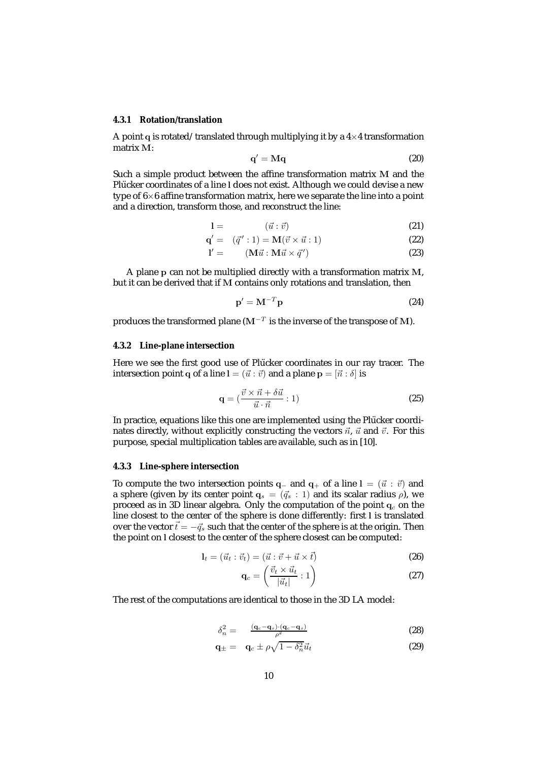#### 4.3.1 Rotation/translation

A point $\mathbf{q}$ is rotated/translated through multiplying it by a $4 \times 4$ transformation matrix $\mathbf{M}$:

$$\mathbf{q}' = \mathbf{M}\mathbf{q} \tag{20}$$

Such a simple product between the affine transformation matrix $\mathbf{M}$ and the Plücker coordinates of a line $\mathbf{l}$ does not exist. Although we could devise a new type of $6 \times 6$ affine transformation matrix, here we separate the line into a point and a direction, transform those, and reconstruct the line:

$$\mathbf{l} = \quad (\vec{u} : \vec{v}) \tag{21}$$

$$\mathbf{q}' = \quad (\vec{q}\,' : 1) = \mathbf{M}(\vec{v} \times \vec{u} : 1) \tag{22}$$

$$\mathbf{l}' = \quad (\mathbf{M}\vec{u} : \mathbf{M}\vec{u} \times \vec{q}\,') \tag{23}$$

A plane $\mathbf{p}$ can not be multiplied directly with a transformation matrix $\mathbf{M}$, but it can be derived that if $\mathbf{M}$ contains only rotations and translation, then

$$\mathbf{p}' = \mathbf{M}^{-T}\mathbf{p} \tag{24}$$

produces the transformed plane ($\mathbf{M}^{-T}$ is the inverse of the transpose of $\mathbf{M}$).

#### 4.3.2 Line-plane intersection

Here we see the first good use of Plücker coordinates in our ray tracer. The intersection point $\mathbf{q}$ of a line $\mathbf{l} = (\vec{u} : \vec{v})$ and a plane $\mathbf{p} = [\vec{n} : \delta]$ is

$$\mathbf{q} = \left(\frac{\vec{v} \times \vec{n} + \delta\vec{u}}{\vec{u} \cdot \vec{n}} : 1\right) \tag{25}$$

In practice, equations like this one are implemented using the Plücker coordinates directly, without explicitly constructing the vectors $\vec{n}$, $\vec{u}$ and $\vec{v}$. For this purpose, special multiplication tables are available, such as in [10].

#### 4.3.3 Line-sphere intersection

To compute the two intersection points $\mathbf{q}_-$ and $\mathbf{q}_+$ of a line $\mathbf{l} = (\vec{u} : \vec{v})$ and a sphere (given by its center point $\mathbf{q}_s = (\vec{q}_s : 1)$ and its scalar radius $\rho$), we proceed as in 3D linear algebra. Only the computation of the point $\mathbf{q}_c$ on the line closest to the center of the sphere is done differently: first $\mathbf{l}$ is translated over the vector $\vec{t} = -\vec{q}_s$ such that the center of the sphere is at the origin. Then the point on $\mathbf{l}$ closest to the center of the sphere closest can be computed:

$$\mathbf{l}_t = (\vec{u}_t : \vec{v}_t) = (\vec{u} : \vec{v} + \vec{u} \times \vec{t}) \tag{26}$$

$$\mathbf{q}_c = \left(\frac{\vec{v}_t \times \vec{u}_t}{|\vec{u}_t|} : 1\right) \tag{27}$$

The rest of the computations are identical to those in the 3D LA model:

$$\delta_n^2 = \quad \frac{(\mathbf{q}_c - \mathbf{q}_s) \cdot (\mathbf{q}_c - \mathbf{q}_s)}{\rho^2} \tag{28}$$

$$\mathbf{q}_\pm = \quad \mathbf{q}_c \pm \rho\sqrt{1 - \delta_n^2}\,\vec{u}_t \tag{29}$$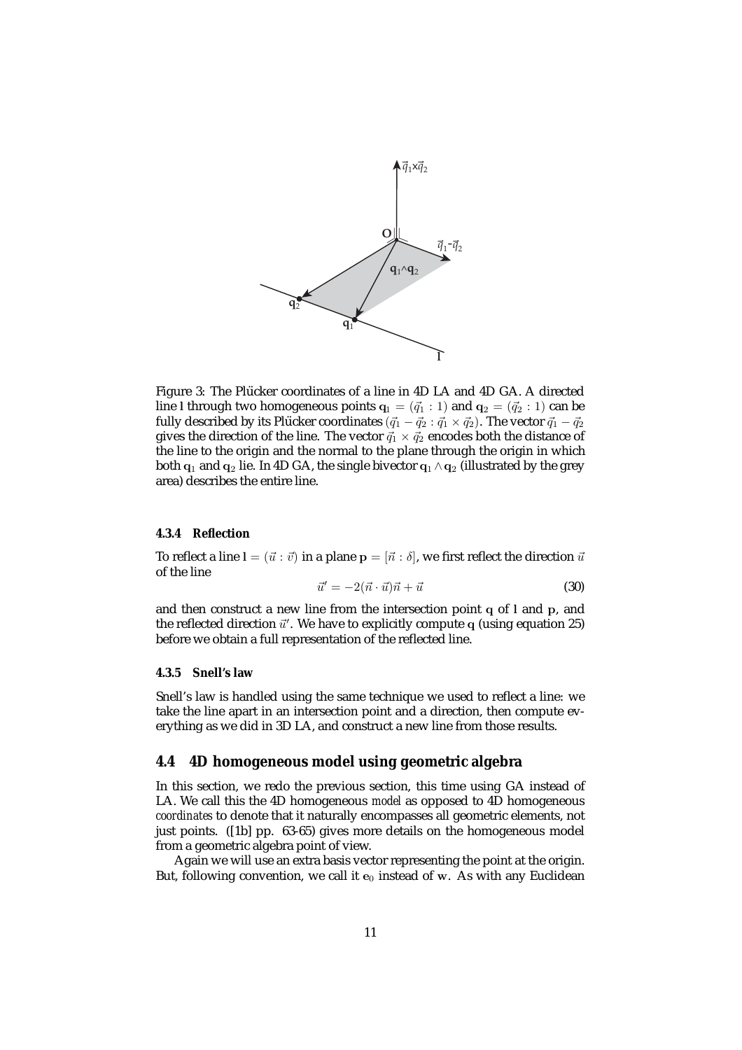Figure 3: The Plücker coordinates of a line in 4D LA and 4D GA. A directed line $\mathbf{l}$ through two homogeneous points $\mathbf{q}_1 = (\vec{q}_1 : 1)$ and $\mathbf{q}_2 = (\vec{q}_2 : 1)$ can be fully described by its Plücker coordinates $(\vec{q}_1 - \vec{q}_2 : \vec{q}_1 \times \vec{q}_2)$. The vector $\vec{q}_1 - \vec{q}_2$ gives the direction of the line. The vector $\vec{q}_1 \times \vec{q}_2$ encodes both the distance of the line to the origin and the normal to the plane through the origin in which both $\mathbf{q}_1$ and $\mathbf{q}_2$ lie. In 4D GA, the single bivector $\mathbf{q}_1 \wedge \mathbf{q}_2$ (illustrated by the grey area) describes the entire line.

#### 4.3.4 Reflection

To reflect a line $\mathbf{l} = (\vec{u} : \vec{v})$ in a plane $\mathbf{p} = [\vec{n} : \delta]$, we first reflect the direction $\vec{u}$ of the line

$$\vec{u}' = -2(\vec{n} \cdot \vec{u})\vec{n} + \vec{u} \tag{30}$$

and then construct a new line from the intersection point $\mathbf{q}$ of $\mathbf{l}$ and $\mathbf{p}$, and the reflected direction $\vec{u}'$. We have to explicitly compute $\mathbf{q}$ (using equation 25) before we obtain a full representation of the reflected line.

#### 4.3.5 Snell's law

Snell's law is handled using the same technique we used to reflect a line: we take the line apart in an intersection point and a direction, then compute everything as we did in 3D LA, and construct a new line from those results.

### 4.4 4D homogeneous model using geometric algebra

In this section, we redo the previous section, this time using GA instead of LA. We call this the 4D homogeneous *model* as opposed to 4D homogeneous *coordinates* to denote that it naturally encompasses all geometric elements, not just points. ([1b] pp. 63-65) gives more details on the homogeneous model from a geometric algebra point of view.

Again we will use an extra basis vector representing the point at the origin. But, following convention, we call it $\mathbf{e}_0$ instead of $\mathbf{w}$. As with any Euclidean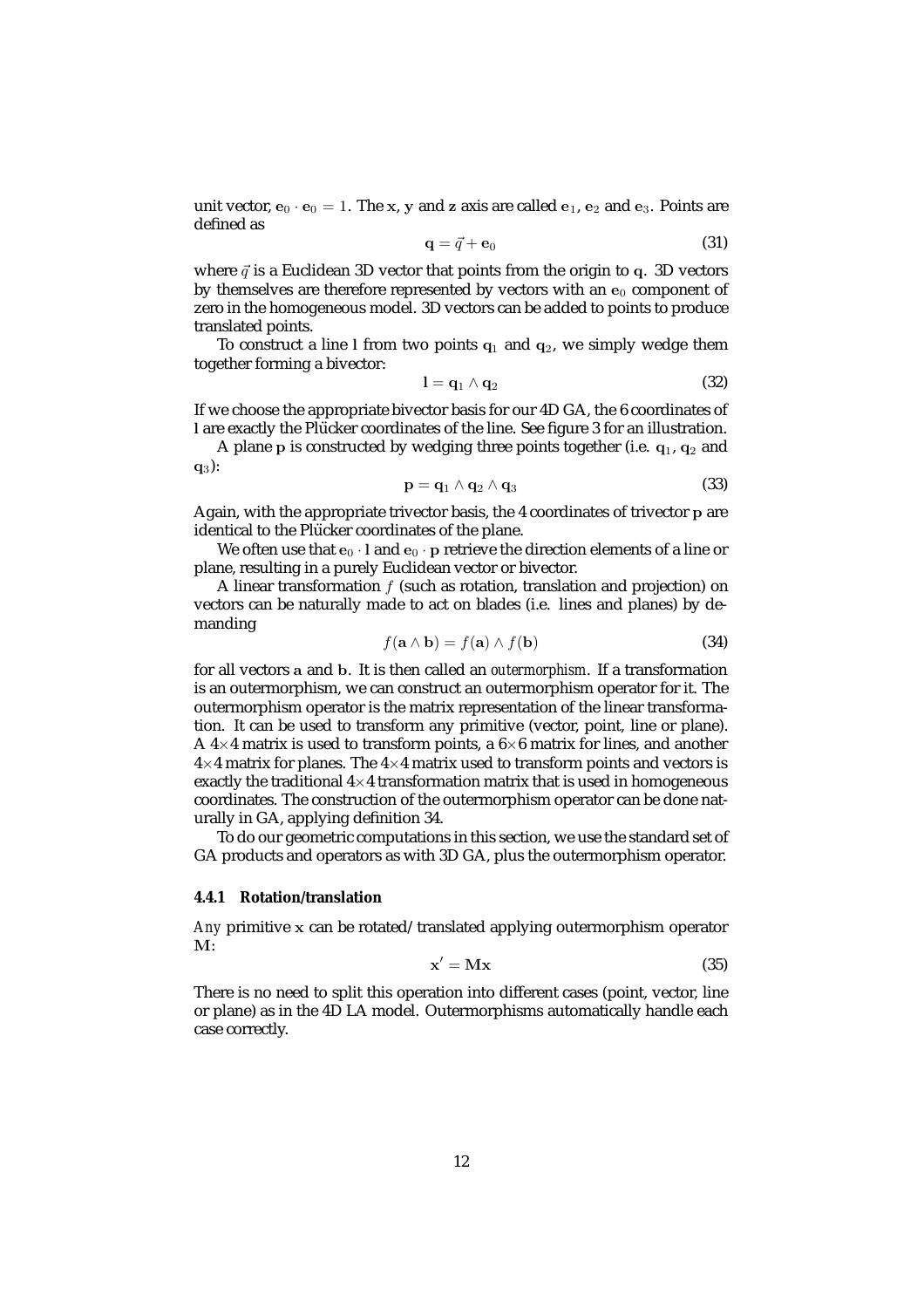unit vector, $\mathbf{e}_0 \cdot \mathbf{e}_0 = 1$. The $\mathbf{x}$, $\mathbf{y}$ and $\mathbf{z}$ axis are called $\mathbf{e}_1$, $\mathbf{e}_2$ and $\mathbf{e}_3$. Points are defined as

$$\mathbf{q} = \vec{q} + \mathbf{e}_0 \tag{31}$$

where $\vec{q}$ is a Euclidean 3D vector that points from the origin to $\mathbf{q}$. 3D vectors by themselves are therefore represented by vectors with an $\mathbf{e}_0$ component of zero in the homogeneous model. 3D vectors can be added to points to produce translated points.

To construct a line $\mathbf{l}$ from two points $\mathbf{q}_1$ and $\mathbf{q}_2$, we simply wedge them together forming a bivector:

$$\mathbf{l} = \mathbf{q}_1 \wedge \mathbf{q}_2 \tag{32}$$

If we choose the appropriate bivector basis for our 4D GA, the 6 coordinates of $\mathbf{l}$ are exactly the Plücker coordinates of the line. See figure 3 for an illustration.

A plane $\mathbf{p}$ is constructed by wedging three points together (i.e. $\mathbf{q}_1$, $\mathbf{q}_2$ and $\mathbf{q}_3$):

$$\mathbf{p} = \mathbf{q}_1 \wedge \mathbf{q}_2 \wedge \mathbf{q}_3 \tag{33}$$

Again, with the appropriate trivector basis, the 4 coordinates of trivector $\mathbf{p}$ are identical to the Plücker coordinates of the plane.

We often use that $\mathbf{e}_0 \cdot \mathbf{l}$ and $\mathbf{e}_0 \cdot \mathbf{p}$ retrieve the direction elements of a line or plane, resulting in a purely Euclidean vector or bivector.

A linear transformation $f$ (such as rotation, translation and projection) on vectors can be naturally made to act on blades (i.e. lines and planes) by demanding

$$f(\mathbf{a} \wedge \mathbf{b}) = f(\mathbf{a}) \wedge f(\mathbf{b}) \tag{34}$$

for all vectors $\mathbf{a}$ and $\mathbf{b}$. It is then called an *outermorphism*. If a transformation is an outermorphism, we can construct an outermorphism operator for it. The outermorphism operator is the matrix representation of the linear transformation. It can be used to transform any primitive (vector, point, line or plane). A $4\times4$ matrix is used to transform points, a $6\times6$ matrix for lines, and another $4\times4$ matrix for planes. The $4\times4$ matrix used to transform points and vectors is exactly the traditional $4\times4$ transformation matrix that is used in homogeneous coordinates. The construction of the outermorphism operator can be done naturally in GA, applying definition 34.

To do our geometric computations in this section, we use the standard set of GA products and operators as with 3D GA, plus the outermorphism operator.

#### 4.4.1 Rotation/translation

*Any* primitive $\mathbf{x}$ can be rotated/translated applying outermorphism operator $\mathbf{M}$:

$$\mathbf{x}' = \mathbf{M}\mathbf{x} \tag{35}$$

There is no need to split this operation into different cases (point, vector, line or plane) as in the 4D LA model. Outermorphisms automatically handle each case correctly.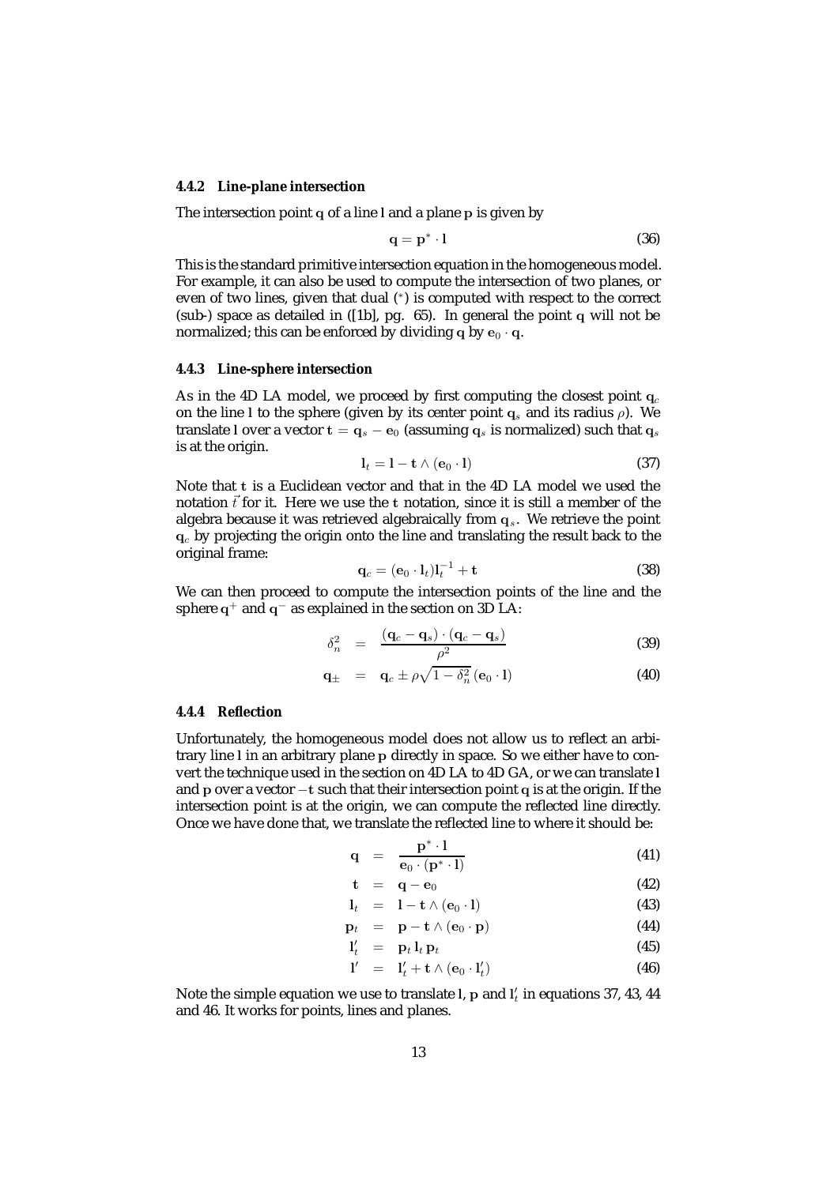#### 4.4.2 Line-plane intersection

The intersection point $\mathbf{q}$ of a line $\mathbf{l}$ and a plane $\mathbf{p}$ is given by

$$\mathbf{q} = \mathbf{p}^* \cdot \mathbf{l} \tag{36}$$

This is the standard primitive intersection equation in the homogeneous model. For example, it can also be used to compute the intersection of two planes, or even of two lines, given that dual ($^*$) is computed with respect to the correct (sub-) space as detailed in ([1b], pg. 65). In general the point $\mathbf{q}$ will not be normalized; this can be enforced by dividing $\mathbf{q}$ by $\mathbf{e}_0 \cdot \mathbf{q}$.

#### 4.4.3 Line-sphere intersection

As in the 4D LA model, we proceed by first computing the closest point $\mathbf{q}_c$ on the line $\mathbf{l}$ to the sphere (given by its center point $\mathbf{q}_s$ and its radius $\rho$). We translate $\mathbf{l}$ over a vector $\mathbf{t} = \mathbf{q}_s - \mathbf{e}_0$ (assuming $\mathbf{q}_s$ is normalized) such that $\mathbf{q}_s$ is at the origin.

$$\mathbf{l}_t = \mathbf{l} - \mathbf{t} \wedge (\mathbf{e}_0 \cdot \mathbf{l}) \tag{37}$$

Note that $\mathbf{t}$ is a Euclidean vector and that in the 4D LA model we used the notation $\vec{t}$ for it. Here we use the $\mathbf{t}$ notation, since it is still a member of the algebra because it was retrieved algebraically from $\mathbf{q}_s$. We retrieve the point $\mathbf{q}_c$ by projecting the origin onto the line and translating the result back to the original frame:

$$\mathbf{q}_c = (\mathbf{e}_0 \cdot \mathbf{l}_t)\mathbf{l}_t^{-1} + \mathbf{t} \tag{38}$$

We can then proceed to compute the intersection points of the line and the sphere $\mathbf{q}^+$ and $\mathbf{q}^-$ as explained in the section on 3D LA:

$$\delta_n^2 = \frac{(\mathbf{q}_c - \mathbf{q}_s) \cdot (\mathbf{q}_c - \mathbf{q}_s)}{\rho^2} \tag{39}$$

$$\mathbf{q}_\pm = \mathbf{q}_c \pm \rho\sqrt{1 - \delta_n^2}\,(\mathbf{e}_0 \cdot \mathbf{l}) \tag{40}$$

#### 4.4.4 Reflection

Unfortunately, the homogeneous model does not allow us to reflect an arbitrary line $\mathbf{l}$ in an arbitrary plane $\mathbf{p}$ directly in space. So we either have to convert the technique used in the section on 4D LA to 4D GA, or we can translate $\mathbf{l}$ and $\mathbf{p}$ over a vector $-\mathbf{t}$ such that their intersection point $\mathbf{q}$ is at the origin. If the intersection point is at the origin, we can compute the reflected line directly. Once we have done that, we translate the reflected line to where it should be:

$$\mathbf{q} = \frac{\mathbf{p}^* \cdot \mathbf{l}}{\mathbf{e}_0 \cdot (\mathbf{p}^* \cdot \mathbf{l})} \tag{41}$$

$$\mathbf{t} = \mathbf{q} - \mathbf{e}_0 \tag{42}$$

$$\mathbf{l}_t = \mathbf{l} - \mathbf{t} \wedge (\mathbf{e}_0 \cdot \mathbf{l}) \tag{43}$$

$$\mathbf{p}_t = \mathbf{p} - \mathbf{t} \wedge (\mathbf{e}_0 \cdot \mathbf{p}) \tag{44}$$

$$\mathbf{l}'_t = \mathbf{p}_t\,\mathbf{l}_t\,\mathbf{p}_t \tag{45}$$

$$\mathbf{l}' = \mathbf{l}'_t + \mathbf{t} \wedge (\mathbf{e}_0 \cdot \mathbf{l}'_t) \tag{46}$$

Note the simple equation we use to translate $\mathbf{l}$, $\mathbf{p}$ and $\mathbf{l}'_t$ in equations 37, 43, 44 and 46. It works for points, lines and planes.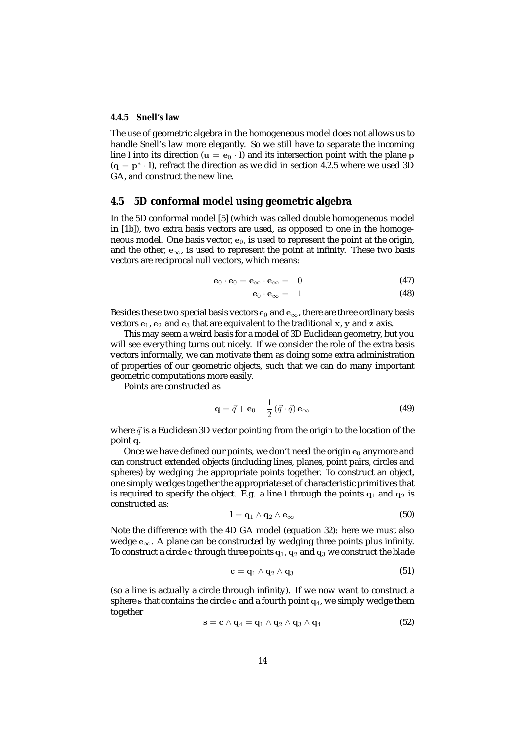#### 4.4.5 Snell's law

The use of geometric algebra in the homogeneous model does not allows us to handle Snell's law more elegantly. So we still have to separate the incoming line $\mathbf{l}$ into its direction ($\mathbf{u} = \mathbf{e}_0 \cdot \mathbf{l}$) and its intersection point with the plane $\mathbf{p}$ ($\mathbf{q} = \mathbf{p}^* \cdot \mathbf{l}$), refract the direction as we did in section 4.2.5 where we used 3D GA, and construct the new line.

### 4.5 5D conformal model using geometric algebra

In the 5D conformal model [5] (which was called double homogeneous model in [1b]), two extra basis vectors are used, as opposed to one in the homogeneous model. One basis vector, $\mathbf{e}_0$, is used to represent the point at the origin, and the other, $\mathbf{e}_\infty$, is used to represent the point at infinity. These two basis vectors are reciprocal null vectors, which means:

$$\mathbf{e}_0 \cdot \mathbf{e}_0 = \mathbf{e}_\infty \cdot \mathbf{e}_\infty = 0 \tag{47}$$

$$\mathbf{e}_0 \cdot \mathbf{e}_\infty = 1 \tag{48}$$

Besides these two special basis vectors $\mathbf{e}_0$ and $\mathbf{e}_\infty$, there are three ordinary basis vectors $\mathbf{e}_1$, $\mathbf{e}_2$ and $\mathbf{e}_3$ that are equivalent to the traditional $\mathbf{x}$, $\mathbf{y}$ and $\mathbf{z}$ axis.

This may seem a weird basis for a model of 3D Euclidean geometry, but you will see everything turns out nicely. If we consider the role of the extra basis vectors informally, we can motivate them as doing some extra administration of properties of our geometric objects, such that we can do many important geometric computations more easily.

Points are constructed as

$$\mathbf{q} = \vec{q} + \mathbf{e}_0 - \frac{1}{2}\,(\vec{q} \cdot \vec{q})\,\mathbf{e}_\infty \tag{49}$$

where $\vec{q}$ is a Euclidean 3D vector pointing from the origin to the location of the point $\mathbf{q}$.

Once we have defined our points, we don't need the origin $\mathbf{e}_0$ anymore and can construct extended objects (including lines, planes, point pairs, circles and spheres) by wedging the appropriate points together. To construct an object, one simply wedges together the appropriate set of characteristic primitives that is required to specify the object. E.g. a line $\mathbf{l}$ through the points $\mathbf{q}_1$ and $\mathbf{q}_2$ is constructed as:

$$\mathbf{l} = \mathbf{q}_1 \wedge \mathbf{q}_2 \wedge \mathbf{e}_\infty \tag{50}$$

Note the difference with the 4D GA model (equation 32): here we must also wedge $\mathbf{e}_\infty$. A plane can be constructed by wedging three points plus infinity. To construct a circle $\mathbf{c}$ through three points $\mathbf{q}_1$, $\mathbf{q}_2$ and $\mathbf{q}_3$ we construct the blade

$$\mathbf{c} = \mathbf{q}_1 \wedge \mathbf{q}_2 \wedge \mathbf{q}_3 \tag{51}$$

(so a line is actually a circle through infinity). If we now want to construct a sphere $\mathbf{s}$ that contains the circle $\mathbf{c}$ and a fourth point $\mathbf{q}_4$, we simply wedge them together

$$\mathbf{s} = \mathbf{c} \wedge \mathbf{q}_4 = \mathbf{q}_1 \wedge \mathbf{q}_2 \wedge \mathbf{q}_3 \wedge \mathbf{q}_4 \tag{52}$$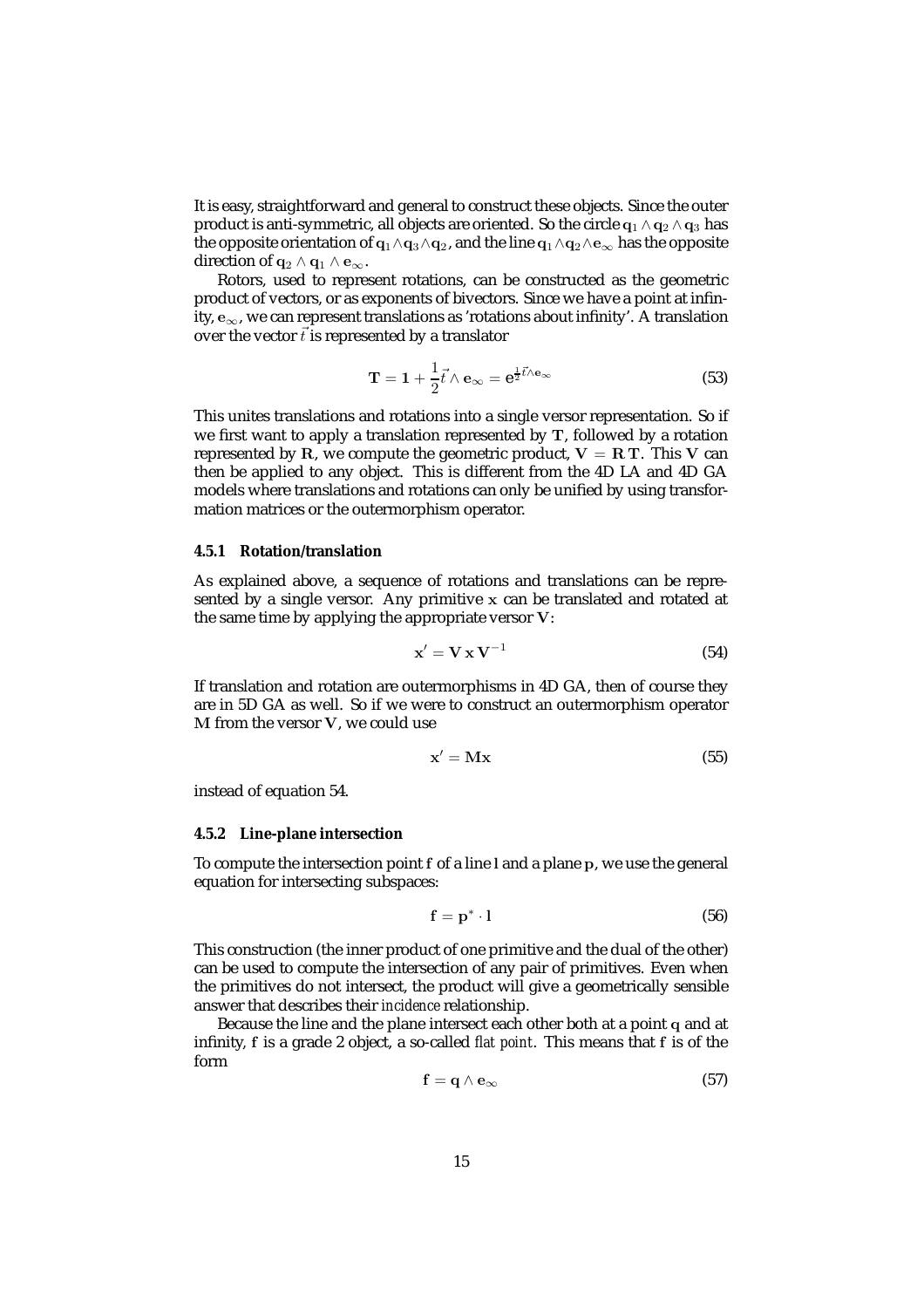It is easy, straightforward and general to construct these objects. Since the outer product is anti-symmetric, all objects are oriented. So the circle $\mathbf{q}_1 \wedge \mathbf{q}_2 \wedge \mathbf{q}_3$ has the opposite orientation of $\mathbf{q}_1 \wedge \mathbf{q}_3 \wedge \mathbf{q}_2$, and the line $\mathbf{q}_1 \wedge \mathbf{q}_2 \wedge \mathbf{e}_\infty$ has the opposite direction of $\mathbf{q}_2 \wedge \mathbf{q}_1 \wedge \mathbf{e}_\infty$.

Rotors, used to represent rotations, can be constructed as the geometric product of vectors, or as exponents of bivectors. Since we have a point at infinity, $\mathbf{e}_\infty$, we can represent translations as 'rotations about infinity'. A translation over the vector $\vec{t}$ is represented by a translator

$$\mathbf{T} = \mathbf{1} + \frac{1}{2}\vec{t} \wedge \mathbf{e}_\infty = \mathbf{e}^{\frac{1}{2}\vec{t} \wedge \mathbf{e}_\infty} \tag{53}$$

This unites translations and rotations into a single versor representation. So if we first want to apply a translation represented by $\mathbf{T}$, followed by a rotation represented by $\mathbf{R}$, we compute the geometric product, $\mathbf{V} = \mathbf{R}\,\mathbf{T}$. This $\mathbf{V}$ can then be applied to any object. This is different from the 4D LA and 4D GA models where translations and rotations can only be unified by using transformation matrices or the outermorphism operator.

### 4.5.1 Rotation/translation

As explained above, a sequence of rotations and translations can be represented by a single versor. Any primitive $\mathbf{x}$ can be translated and rotated at the same time by applying the appropriate versor $\mathbf{V}$:

$$\mathbf{x}' = \mathbf{V}\,\mathbf{x}\,\mathbf{V}^{-1} \tag{54}$$

If translation and rotation are outermorphisms in 4D GA, then of course they are in 5D GA as well. So if we were to construct an outermorphism operator $\mathsf{M}$ from the versor $\mathbf{V}$, we could use

$$\mathbf{x}' = \mathsf{M}\mathbf{x} \tag{55}$$

instead of equation 54.

### 4.5.2 Line-plane intersection

To compute the intersection point $\mathbf{f}$ of a line $\mathbf{l}$ and a plane $\mathbf{p}$, we use the general equation for intersecting subspaces:

$$\mathbf{f} = \mathbf{p}^* \cdot \mathbf{l} \tag{56}$$

This construction (the inner product of one primitive and the dual of the other) can be used to compute the intersection of any pair of primitives. Even when the primitives do not intersect, the product will give a geometrically sensible answer that describes their *incidence* relationship.

Because the line and the plane intersect each other both at a point $\mathbf{q}$ and at infinity, $\mathbf{f}$ is a grade 2 object, a so-called *flat point*. This means that $\mathbf{f}$ is of the form

$$\mathbf{f} = \mathbf{q} \wedge \mathbf{e}_\infty \tag{57}$$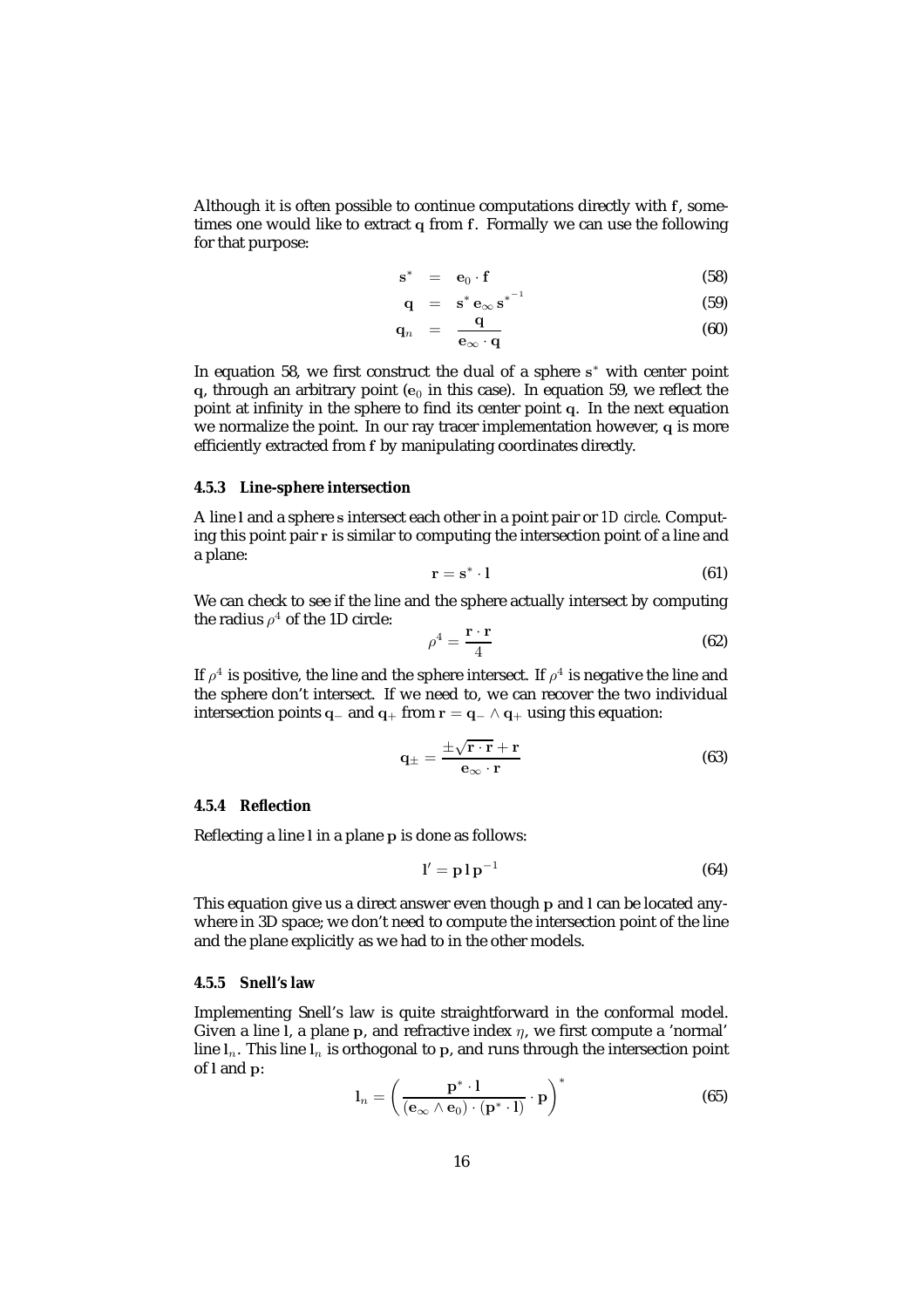Although it is often possible to continue computations directly with $\mathbf{f}$, sometimes one would like to extract $\mathbf{q}$ from $\mathbf{f}$. Formally we can use the following for that purpose:

$$\mathbf{s}^* = \mathbf{e}_0 \cdot \mathbf{f} \tag{58}$$

$$\mathbf{q} = \mathbf{s}^* \, \mathbf{e}_\infty \, \mathbf{s}^{*^{-1}} \tag{59}$$

$$\mathbf{q}_n = \frac{\mathbf{q}}{\mathbf{e}_\infty \cdot \mathbf{q}} \tag{60}$$

In equation 58, we first construct the dual of a sphere $\mathbf{s}^*$ with center point $\mathbf{q}$, through an arbitrary point ($\mathbf{e}_0$ in this case). In equation 59, we reflect the point at infinity in the sphere to find its center point $\mathbf{q}$. In the next equation we normalize the point. In our ray tracer implementation however, $\mathbf{q}$ is more efficiently extracted from $\mathbf{f}$ by manipulating coordinates directly.

### 4.5.3 Line-sphere intersection

A line $\mathbf{l}$ and a sphere $\mathbf{s}$ intersect each other in a point pair or *1D circle*. Computing this point pair $\mathbf{r}$ is similar to computing the intersection point of a line and a plane:

$$\mathbf{r} = \mathbf{s}^* \cdot \mathbf{l} \tag{61}$$

We can check to see if the line and the sphere actually intersect by computing the radius $\rho^4$ of the 1D circle:

$$\rho^4 = \frac{\mathbf{r} \cdot \mathbf{r}}{4} \tag{62}$$

If $\rho^4$ is positive, the line and the sphere intersect. If $\rho^4$ is negative the line and the sphere don't intersect. If we need to, we can recover the two individual intersection points $\mathbf{q}_-$ and $\mathbf{q}_+$ from $\mathbf{r} = \mathbf{q}_- \wedge \mathbf{q}_+$ using this equation:

$$\mathbf{q}_\pm = \frac{\pm\sqrt{\mathbf{r} \cdot \mathbf{r}} + \mathbf{r}}{\mathbf{e}_\infty \cdot \mathbf{r}} \tag{63}$$

### 4.5.4 Reflection

Reflecting a line $\mathbf{l}$ in a plane $\mathbf{p}$ is done as follows:

$$\mathbf{l}' = \mathbf{p} \, \mathbf{l} \, \mathbf{p}^{-1} \tag{64}$$

This equation give us a direct answer even though $\mathbf{p}$ and $\mathbf{l}$ can be located anywhere in 3D space; we don't need to compute the intersection point of the line and the plane explicitly as we had to in the other models.

### 4.5.5 Snell's law

Implementing Snell's law is quite straightforward in the conformal model. Given a line $\mathbf{l}$, a plane $\mathbf{p}$, and refractive index $\eta$, we first compute a 'normal' line $\mathbf{l}_n$. This line $\mathbf{l}_n$ is orthogonal to $\mathbf{p}$, and runs through the intersection point of $\mathbf{l}$ and $\mathbf{p}$:

$$\mathbf{l}_n = \left( \frac{\mathbf{p}^* \cdot \mathbf{l}}{(\mathbf{e}_\infty \wedge \mathbf{e}_0) \cdot (\mathbf{p}^* \cdot \mathbf{l})} \cdot \mathbf{p} \right)^* \tag{65}$$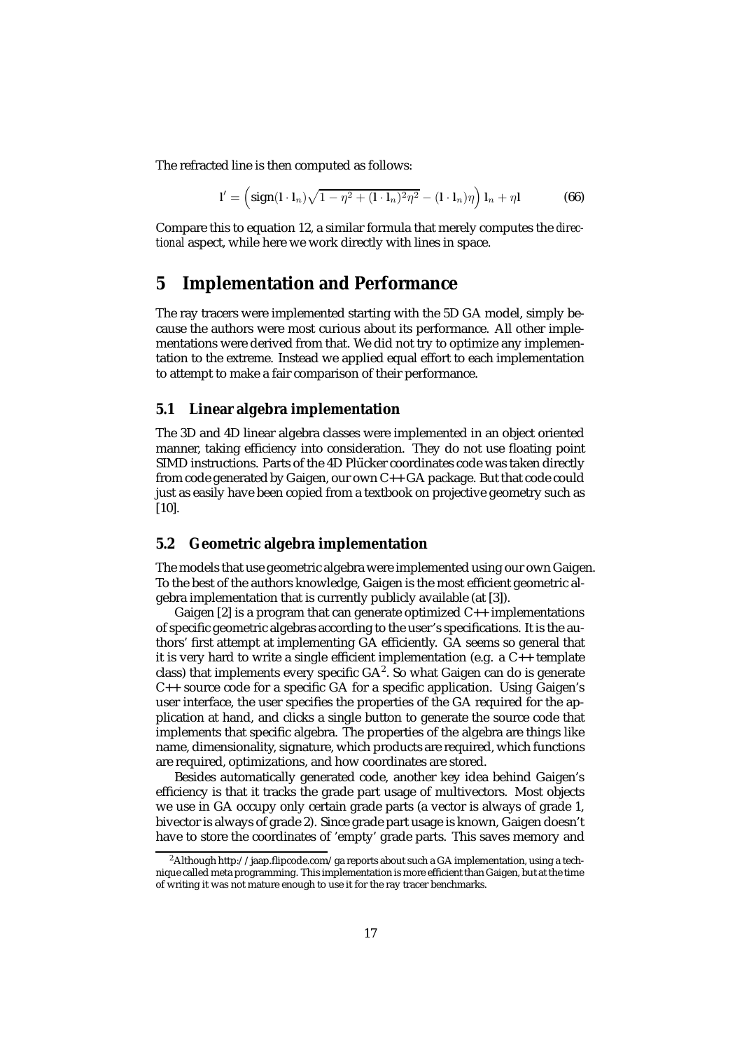The refracted line is then computed as follows:

$$\mathbf{l}' = \left( \text{sign}(\mathbf{l} \cdot \mathbf{l}_n)\sqrt{1 - \eta^2 + (\mathbf{l} \cdot \mathbf{l}_n)^2\eta^2} - (\mathbf{l} \cdot \mathbf{l}_n)\eta \right) \mathbf{l}_n + \eta \mathbf{l} \tag{66}$$

Compare this to equation 12, a similar formula that merely computes the *directional* aspect, while here we work directly with lines in space.

# 5 Implementation and Performance

The ray tracers were implemented starting with the 5D GA model, simply because the authors were most curious about its performance. All other implementations were derived from that. We did not try to optimize any implementation to the extreme. Instead we applied equal effort to each implementation to attempt to make a fair comparison of their performance.

## 5.1 Linear algebra implementation

The 3D and 4D linear algebra classes were implemented in an object oriented manner, taking efficiency into consideration. They do not use floating point SIMD instructions. Parts of the 4D Plücker coordinates code was taken directly from code generated by Gaigen, our own C++ GA package. But that code could just as easily have been copied from a textbook on projective geometry such as [10].

## 5.2 Geometric algebra implementation

The models that use geometric algebra were implemented using our own Gaigen. To the best of the authors knowledge, Gaigen is the most efficient geometric algebra implementation that is currently publicly available (at [3]).

Gaigen [2] is a program that can generate optimized C++ implementations of specific geometric algebras according to the user's specifications. It is the authors' first attempt at implementing GA efficiently. GA seems so general that it is very hard to write a single efficient implementation (e.g. a C++ template class) that implements every specific GA[2]. So what Gaigen can do is generate C++ source code for a specific GA for a specific application. Using Gaigen's user interface, the user specifies the properties of the GA required for the application at hand, and clicks a single button to generate the source code that implements that specific algebra. The properties of the algebra are things like name, dimensionality, signature, which products are required, which functions are required, optimizations, and how coordinates are stored.

Besides automatically generated code, another key idea behind Gaigen's efficiency is that it tracks the grade part usage of multivectors. Most objects we use in GA occupy only certain grade parts (a vector is always of grade 1, bivector is always of grade 2). Since grade part usage is known, Gaigen doesn't have to store the coordinates of 'empty' grade parts. This saves memory and

[2] Although http://jaap.flipcode.com/ga reports about such a GA implementation, using a technique called meta programming. This implementation is more efficient than Gaigen, but at the time of writing it was not mature enough to use it for the ray tracer benchmarks.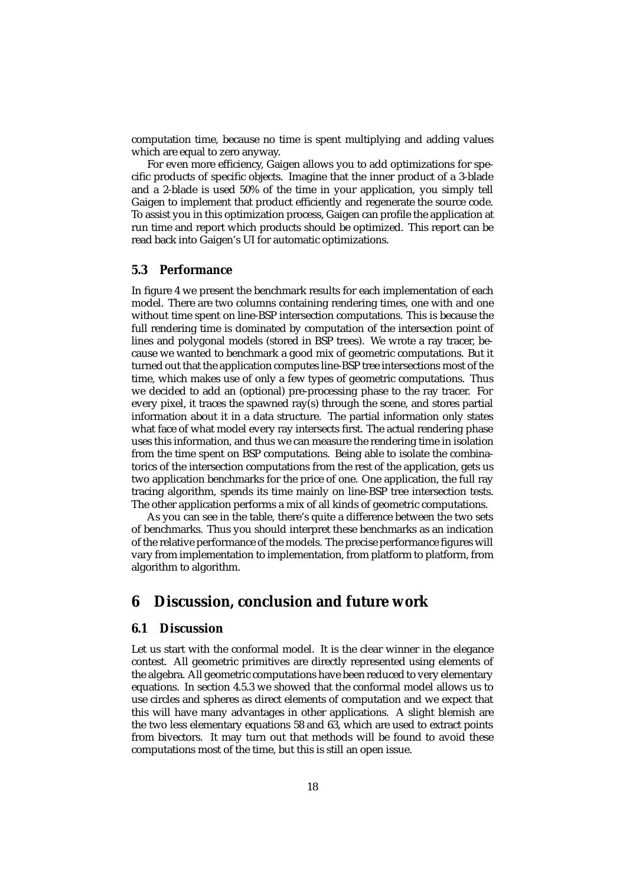computation time, because no time is spent multiplying and adding values which are equal to zero anyway.

For even more efficiency, Gaigen allows you to add optimizations for specific products of specific objects. Imagine that the inner product of a 3-blade and a 2-blade is used 50% of the time in your application, you simply tell Gaigen to implement that product efficiently and regenerate the source code. To assist you in this optimization process, Gaigen can profile the application at run time and report which products should be optimized. This report can be read back into Gaigen's UI for automatic optimizations.

### 5.3 Performance

In figure 4 we present the benchmark results for each implementation of each model. There are two columns containing rendering times, one with and one without time spent on line-BSP intersection computations. This is because the full rendering time is dominated by computation of the intersection point of lines and polygonal models (stored in BSP trees). We wrote a ray tracer, because we wanted to benchmark a good mix of geometric computations. But it turned out that the application computes line-BSP tree intersections most of the time, which makes use of only a few types of geometric computations. Thus we decided to add an (optional) pre-processing phase to the ray tracer. For every pixel, it traces the spawned ray(s) through the scene, and stores partial information about it in a data structure. The partial information only states what face of what model every ray intersects first. The actual rendering phase uses this information, and thus we can measure the rendering time in isolation from the time spent on BSP computations. Being able to isolate the combinatorics of the intersection computations from the rest of the application, gets us two application benchmarks for the price of one. One application, the full ray tracing algorithm, spends its time mainly on line-BSP tree intersection tests. The other application performs a mix of all kinds of geometric computations.

As you can see in the table, there's quite a difference between the two sets of benchmarks. Thus you should interpret these benchmarks as an indication of the relative performance of the models. The precise performance figures will vary from implementation to implementation, from platform to platform, from algorithm to algorithm.

## 6 Discussion, conclusion and future work

### 6.1 Discussion

Let us start with the conformal model. It is the clear winner in the elegance contest. All geometric primitives are directly represented using elements of the algebra. All geometric computations have been reduced to very elementary equations. In section 4.5.3 we showed that the conformal model allows us to use circles and spheres as direct elements of computation and we expect that this will have many advantages in other applications. A slight blemish are the two less elementary equations 58 and 63, which are used to extract points from bivectors. It may turn out that methods will be found to avoid these computations most of the time, but this is still an open issue.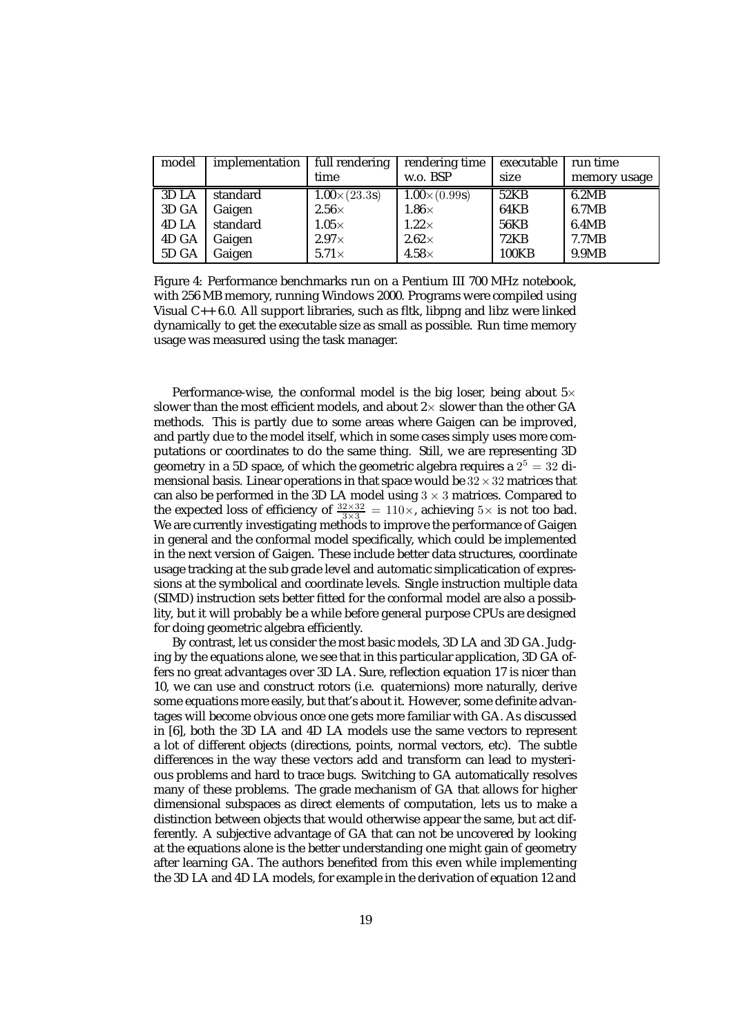| model | implementation | full rendering time | rendering time w.o. BSP | executable size | run time memory usage |
|---|---|---|---|---|---|
| 3D LA | standard | $1.00\times(23.3s)$ | $1.00\times(0.99s)$ | 52KB | 6.2MB |
| 3D GA | Gaigen | $2.56\times$ | $1.86\times$ | 64KB | 6.7MB |
| 4D LA | standard | $1.05\times$ | $1.22\times$ | 56KB | 6.4MB |
| 4D GA | Gaigen | $2.97\times$ | $2.62\times$ | 72KB | 7.7MB |
| 5D GA | Gaigen | $5.71\times$ | $4.58\times$ | 100KB | 9.9MB |

Figure 4: Performance benchmarks run on a Pentium III 700 MHz notebook, with 256 MB memory, running Windows 2000. Programs were compiled using Visual C++ 6.0. All support libraries, such as fltk, libpng and libz were linked dynamically to get the executable size as small as possible. Run time memory usage was measured using the task manager.

Performance-wise, the conformal model is the big loser, being about $5\times$ slower than the most efficient models, and about $2\times$ slower than the other GA methods. This is partly due to some areas where Gaigen can be improved, and partly due to the model itself, which in some cases simply uses more computations or coordinates to do the same thing. Still, we are representing 3D geometry in a 5D space, of which the geometric algebra requires a $2^5 = 32$ dimensional basis. Linear operations in that space would be $32 \times 32$ matrices that can also be performed in the 3D LA model using $3 \times 3$ matrices. Compared to the expected loss of efficiency of $\frac{32\times 32}{3\times 3} = 110\times$, achieving $5\times$ is not too bad. We are currently investigating methods to improve the performance of Gaigen in general and the conformal model specifically, which could be implemented in the next version of Gaigen. These include better data structures, coordinate usage tracking at the sub grade level and automatic simplicatication of expressions at the symbolical and coordinate levels. Single instruction multiple data (SIMD) instruction sets better fitted for the conformal model are also a possiblity, but it will probably be a while before general purpose CPUs are designed for doing geometric algebra efficiently.

By contrast, let us consider the most basic models, 3D LA and 3D GA. Judging by the equations alone, we see that in this particular application, 3D GA offers no great advantages over 3D LA. Sure, reflection equation 17 is nicer than 10, we can use and construct rotors (i.e. quaternions) more naturally, derive some equations more easily, but that's about it. However, some definite advantages will become obvious once one gets more familiar with GA. As discussed in [6], both the 3D LA and 4D LA models use the same vectors to represent a lot of different objects (directions, points, normal vectors, etc). The subtle differences in the way these vectors add and transform can lead to mysterious problems and hard to trace bugs. Switching to GA automatically resolves many of these problems. The grade mechanism of GA that allows for higher dimensional subspaces as direct elements of computation, lets us to make a distinction between objects that would otherwise appear the same, but act differently. A subjective advantage of GA that can not be uncovered by looking at the equations alone is the better understanding one might gain of geometry after learning GA. The authors benefited from this even while implementing the 3D LA and 4D LA models, for example in the derivation of equation 12 and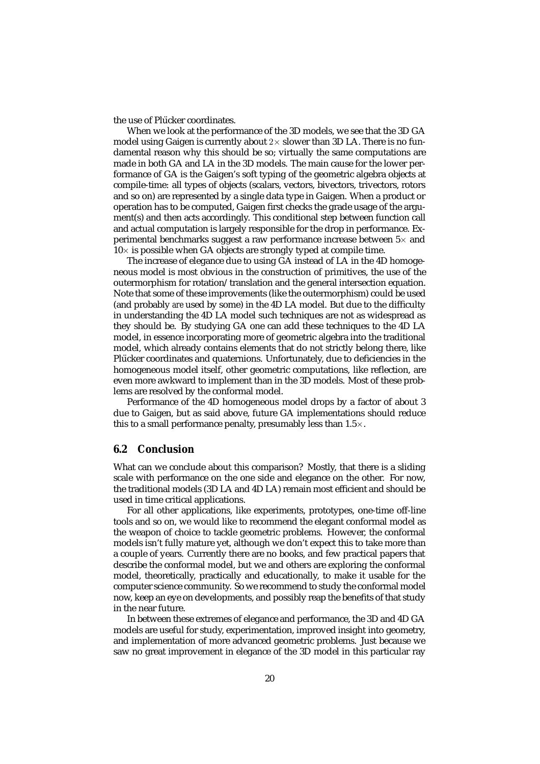the use of Plücker coordinates.

When we look at the performance of the 3D models, we see that the 3D GA model using Gaigen is currently about $2\times$ slower than 3D LA. There is no fundamental reason why this should be so; virtually the same computations are made in both GA and LA in the 3D models. The main cause for the lower performance of GA is the Gaigen's soft typing of the geometric algebra objects at compile-time: all types of objects (scalars, vectors, bivectors, trivectors, rotors and so on) are represented by a single data type in Gaigen. When a product or operation has to be computed, Gaigen first checks the grade usage of the argument(s) and then acts accordingly. This conditional step between function call and actual computation is largely responsible for the drop in performance. Experimental benchmarks suggest a raw performance increase between $5\times$ and $10\times$ is possible when GA objects are strongly typed at compile time.

The increase of elegance due to using GA instead of LA in the 4D homogeneous model is most obvious in the construction of primitives, the use of the outermorphism for rotation/translation and the general intersection equation. Note that some of these improvements (like the outermorphism) could be used (and probably *are* used by some) in the 4D LA model. But due to the difficulty in understanding the 4D LA model such techniques are not as widespread as they should be. By studying GA one can add these techniques to the 4D LA model, in essence incorporating more of geometric algebra into the traditional model, which already contains elements that do not strictly belong there, like Plücker coordinates and quaternions. Unfortunately, due to deficiencies in the homogeneous model itself, other geometric computations, like reflection, are even more awkward to implement than in the 3D models. Most of these problems are resolved by the conformal model.

Performance of the 4D homogeneous model drops by a factor of about 3 due to Gaigen, but as said above, future GA implementations should reduce this to a small performance penalty, presumably less than $1.5\times$.

## 6.2 Conclusion

What can we conclude about this comparison? Mostly, that there is a sliding scale with performance on the one side and elegance on the other. For now, the traditional models (3D LA and 4D LA) remain most efficient and should be used in time critical applications.

For all other applications, like experiments, prototypes, one-time off-line tools and so on, we would like to recommend the elegant conformal model as the weapon of choice to tackle geometric problems. However, the conformal models isn't fully mature yet, although we don't expect this to take more than a couple of years. Currently there are no books, and few practical papers that describe the conformal model, but we and others are exploring the conformal model, theoretically, practically and educationally, to make it usable for the computer science community. So we recommend to study the conformal model now, keep an eye on developments, and possibly reap the benefits of that study in the near future.

In between these extremes of elegance and performance, the 3D and 4D GA models are useful for study, experimentation, improved insight into geometry, and implementation of more advanced geometric problems. Just because we saw no great improvement in elegance of the 3D model in this particular ray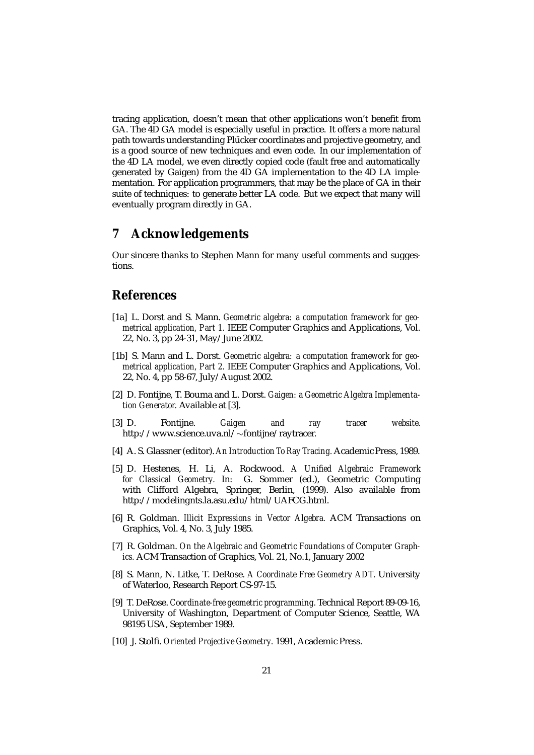tracing application, doesn't mean that other applications won't benefit from GA. The 4D GA model is especially useful in practice. It offers a more natural path towards understanding Plücker coordinates and projective geometry, and is a good source of new techniques and even code. In our implementation of the 4D LA model, we even directly copied code (fault free and automatically generated by Gaigen) from the 4D GA implementation to the 4D LA implementation. For application programmers, that may be the place of GA in their suite of techniques: to generate better LA code. But we expect that many will eventually program directly in GA.

## 7 Acknowledgements

Our sincere thanks to Stephen Mann for many useful comments and suggestions.

## References

[1a] L. Dorst and S. Mann. *Geometric algebra: a computation framework for geometrical application, Part 1.* IEEE Computer Graphics and Applications, Vol. 22, No. 3, pp 24-31, May/June 2002.

[1b] S. Mann and L. Dorst. *Geometric algebra: a computation framework for geometrical application, Part 2.* IEEE Computer Graphics and Applications, Vol. 22, No. 4, pp 58-67, July/August 2002.

[2] D. Fontijne, T. Bouma and L. Dorst. *Gaigen: a Geometric Algebra Implementation Generator.* Available at [3].

[3] D. Fontijne. *Gaigen and ray tracer website.* http://www.science.uva.nl/∼fontijne/raytracer.

[4] A. S. Glassner (editor). *An Introduction To Ray Tracing.* Academic Press, 1989.

[5] D. Hestenes, H. Li, A. Rockwood. *A Unified Algebraic Framework for Classical Geometry.* In: G. Sommer (ed.), Geometric Computing with Clifford Algebra, Springer, Berlin, (1999). Also available from http://modelingnts.la.asu.edu/html/UAFCG.html.

[6] R. Goldman. *Illicit Expressions in Vector Algebra.* ACM Transactions on Graphics, Vol. 4, No. 3, July 1985.

[7] R. Goldman. *On the Algebraic and Geometric Foundations of Computer Graphics.* ACM Transaction of Graphics, Vol. 21, No.1, January 2002

[8] S. Mann, N. Litke, T. DeRose. *A Coordinate Free Geometry ADT.* University of Waterloo, Research Report CS-97-15.

[9] T. DeRose. *Coordinate-free geometric programming.* Technical Report 89-09-16, University of Washington, Department of Computer Science, Seattle, WA 98195 USA, September 1989.

[10] J. Stolfi. *Oriented Projective Geometry.* 1991, Academic Press.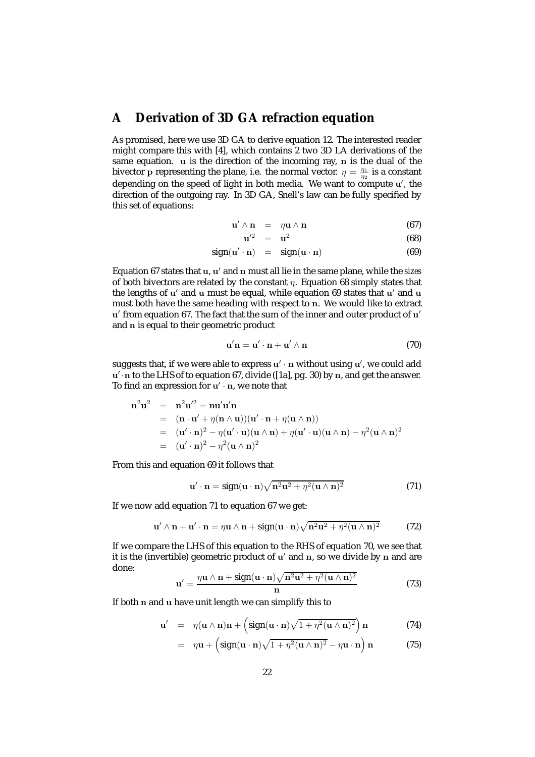# A Derivation of 3D GA refraction equation

As promised, here we use 3D GA to derive equation 12. The interested reader might compare this with [4], which contains 2 two 3D LA derivations of the same equation. $\mathbf{u}$ is the direction of the incoming ray, $\mathbf{n}$ is the dual of the bivector $\mathbf{p}$ representing the plane, i.e. the normal vector. $\eta = \frac{\eta_1}{\eta_2}$ is a constant depending on the speed of light in both media. We want to compute $\mathbf{u}'$, the direction of the outgoing ray. In 3D GA, Snell's law can be fully specified by this set of equations:

$$\mathbf{u}' \wedge \mathbf{n} = \eta \mathbf{u} \wedge \mathbf{n} \tag{67}$$

$$\mathbf{u}'^2 = \mathbf{u}^2 \tag{68}$$

$$\text{sign}(\mathbf{u}' \cdot \mathbf{n}) = \text{sign}(\mathbf{u} \cdot \mathbf{n}) \tag{69}$$

Equation 67 states that $\mathbf{u}$, $\mathbf{u}'$ and $\mathbf{n}$ must all lie in the same plane, while the *sizes* of both bivectors are related by the constant $\eta$. Equation 68 simply states that the lengths of $\mathbf{u}'$ and $\mathbf{u}$ must be equal, while equation 69 states that $\mathbf{u}'$ and $\mathbf{u}$ must both have the same heading with respect to $\mathbf{n}$. We would like to extract $\mathbf{u}'$ from equation 67. The fact that the sum of the inner and outer product of $\mathbf{u}'$ and $\mathbf{n}$ is equal to their geometric product

$$\mathbf{u}'\mathbf{n} = \mathbf{u}' \cdot \mathbf{n} + \mathbf{u}' \wedge \mathbf{n} \tag{70}$$

suggests that, if we were able to express $\mathbf{u}' \cdot \mathbf{n}$ without using $\mathbf{u}'$, we could add $\mathbf{u}' \cdot \mathbf{n}$ to the LHS of to equation 67, divide ([1a], pg. 30) by $\mathbf{n}$, and get the answer. To find an expression for $\mathbf{u}' \cdot \mathbf{n}$, we note that

$$\begin{aligned}
\mathbf{n}^2\mathbf{u}^2 &= \mathbf{n}^2\mathbf{u}'^2 = \mathbf{n}\mathbf{u}'\mathbf{u}'\mathbf{n} \\
&= (\mathbf{n} \cdot \mathbf{u}' + \eta(\mathbf{n} \wedge \mathbf{u}))(\mathbf{u}' \cdot \mathbf{n} + \eta(\mathbf{u} \wedge \mathbf{n})) \\
&= (\mathbf{u}' \cdot \mathbf{n})^2 - \eta(\mathbf{u}' \cdot \mathbf{u})(\mathbf{u} \wedge \mathbf{n}) + \eta(\mathbf{u}' \cdot \mathbf{u})(\mathbf{u} \wedge \mathbf{n}) - \eta^2(\mathbf{u} \wedge \mathbf{n})^2 \\
&= (\mathbf{u}' \cdot \mathbf{n})^2 - \eta^2(\mathbf{u} \wedge \mathbf{n})^2
\end{aligned}$$

From this and equation 69 it follows that

$$\mathbf{u}' \cdot \mathbf{n} = \text{sign}(\mathbf{u} \cdot \mathbf{n})\sqrt{\mathbf{n}^2\mathbf{u}^2 + \eta^2(\mathbf{u} \wedge \mathbf{n})^2} \tag{71}$$

If we now add equation 71 to equation 67 we get:

$$\mathbf{u}' \wedge \mathbf{n} + \mathbf{u}' \cdot \mathbf{n} = \eta \mathbf{u} \wedge \mathbf{n} + \text{sign}(\mathbf{u} \cdot \mathbf{n})\sqrt{\mathbf{n}^2\mathbf{u}^2 + \eta^2(\mathbf{u} \wedge \mathbf{n})^2} \tag{72}$$

If we compare the LHS of this equation to the RHS of equation 70, we see that it is the (invertible) geometric product of $\mathbf{u}'$ and $\mathbf{n}$, so we divide by $\mathbf{n}$ and are done:

$$\mathbf{u}' = \frac{\eta \mathbf{u} \wedge \mathbf{n} + \text{sign}(\mathbf{u} \cdot \mathbf{n})\sqrt{\mathbf{n}^2\mathbf{u}^2 + \eta^2(\mathbf{u} \wedge \mathbf{n})^2}}{\mathbf{n}} \tag{73}$$

If both $\mathbf{n}$ and $\mathbf{u}$ have unit length we can simplify this to

$$\mathbf{u}' = \eta(\mathbf{u} \wedge \mathbf{n})\mathbf{n} + \left(\text{sign}(\mathbf{u} \cdot \mathbf{n})\sqrt{1 + \eta^2(\mathbf{u} \wedge \mathbf{n})^2}\right)\mathbf{n} \tag{74}$$

$$= \eta \mathbf{u} + \left(\text{sign}(\mathbf{u} \cdot \mathbf{n})\sqrt{1 + \eta^2(\mathbf{u} \wedge \mathbf{n})^2} - \eta \mathbf{u} \cdot \mathbf{n}\right)\mathbf{n} \tag{75}$$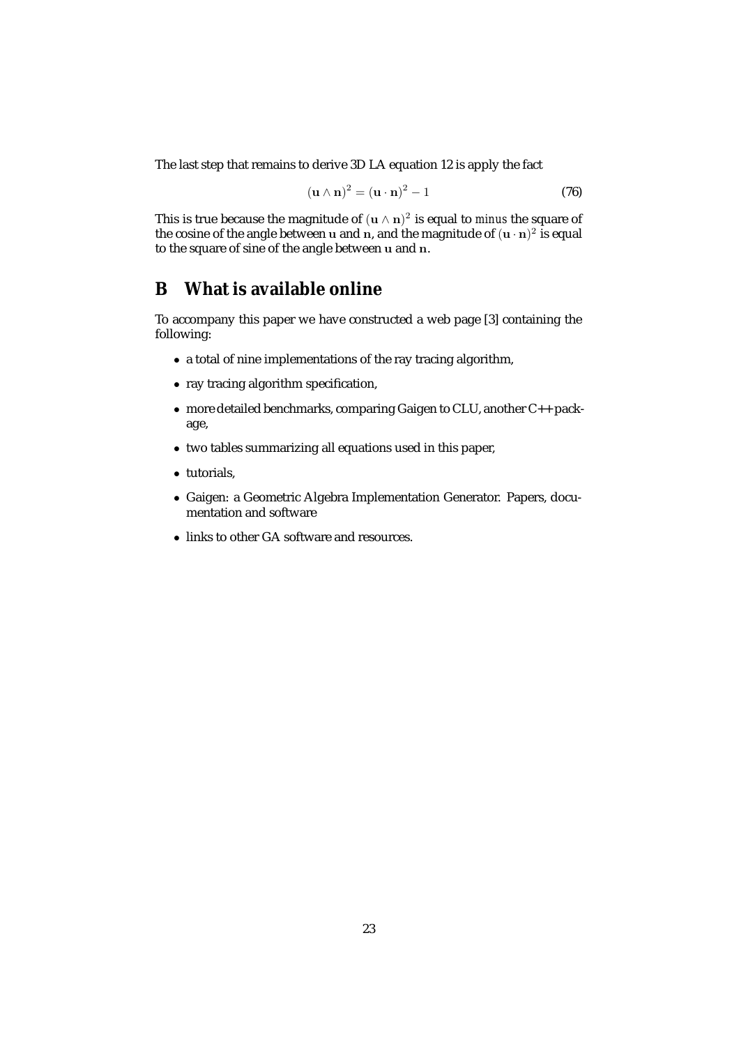The last step that remains to derive 3D LA equation 12 is apply the fact

$$(\mathbf{u} \wedge \mathbf{n})^2 = (\mathbf{u} \cdot \mathbf{n})^2 - 1 \tag{76}$$

This is true because the magnitude of $(\mathbf{u} \wedge \mathbf{n})^2$ is equal to *minus* the square of the cosine of the angle between $\mathbf{u}$ and $\mathbf{n}$, and the magnitude of $(\mathbf{u} \cdot \mathbf{n})^2$ is equal to the square of sine of the angle between $\mathbf{u}$ and $\mathbf{n}$.

## B What is available online

To accompany this paper we have constructed a web page [3] containing the following:

- a total of nine implementations of the ray tracing algorithm,
- ray tracing algorithm specification,
- more detailed benchmarks, comparing Gaigen to CLU, another C++ package,
- two tables summarizing all equations used in this paper,
- tutorials,
- Gaigen: a Geometric Algebra Implementation Generator. Papers, documentation and software
- links to other GA software and resources.